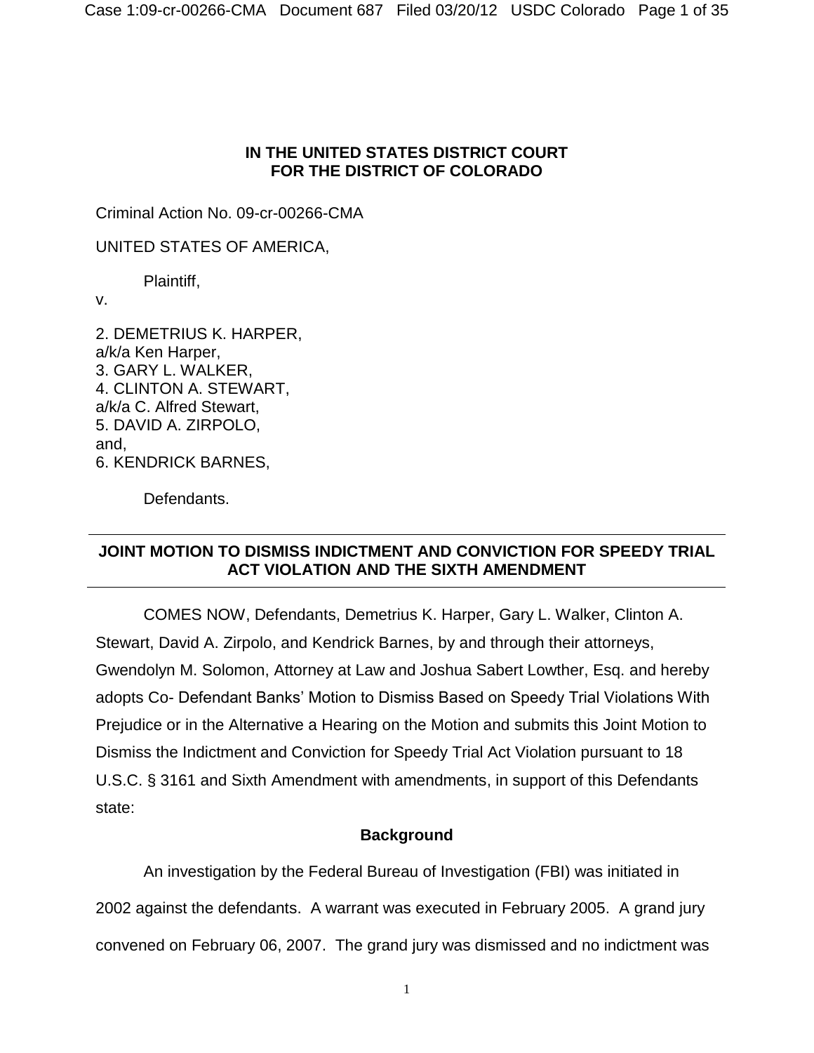**IN THE UNITED STATES DISTRICT COURT**
**FOR THE DISTRICT OF COLORADO**

Criminal Action No. 09-cr-00266-CMA

UNITED STATES OF AMERICA,

Plaintiff,

v.

2. DEMETRIUS K. HARPER,
a/k/a Ken Harper,
3. GARY L. WALKER,
4. CLINTON A. STEWART,
a/k/a C. Alfred Stewart,
5. DAVID A. ZIRPOLO,
and,
6. KENDRICK BARNES,

Defendants.

---

**JOINT MOTION TO DISMISS INDICTMENT AND CONVICTION FOR SPEEDY TRIAL ACT VIOLATION AND THE SIXTH AMENDMENT**

---

COMES NOW, Defendants, Demetrius K. Harper, Gary L. Walker, Clinton A. Stewart, David A. Zirpolo, and Kendrick Barnes, by and through their attorneys, Gwendolyn M. Solomon, Attorney at Law and Joshua Sabert Lowther, Esq. and hereby adopts Co- Defendant Banks' Motion to Dismiss Based on Speedy Trial Violations With Prejudice or in the Alternative a Hearing on the Motion and submits this Joint Motion to Dismiss the Indictment and Conviction for Speedy Trial Act Violation pursuant to 18 U.S.C. § 3161 and Sixth Amendment with amendments, in support of this Defendants state:

## Background

An investigation by the Federal Bureau of Investigation (FBI) was initiated in 2002 against the defendants. A warrant was executed in February 2005. A grand jury convened on February 06, 2007. The grand jury was dismissed and no indictment was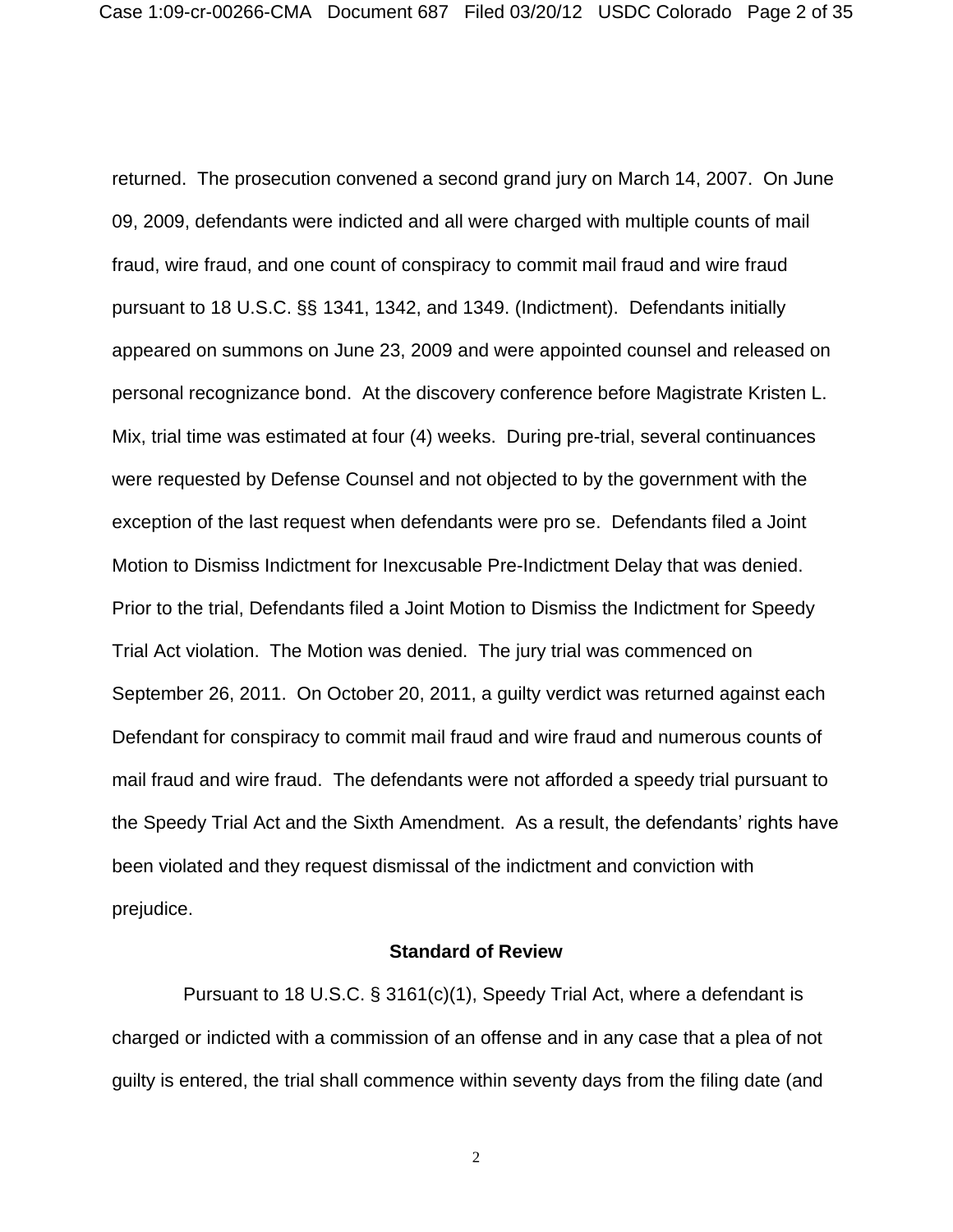returned. The prosecution convened a second grand jury on March 14, 2007. On June 09, 2009, defendants were indicted and all were charged with multiple counts of mail fraud, wire fraud, and one count of conspiracy to commit mail fraud and wire fraud pursuant to 18 U.S.C. §§ 1341, 1342, and 1349. (Indictment). Defendants initially appeared on summons on June 23, 2009 and were appointed counsel and released on personal recognizance bond. At the discovery conference before Magistrate Kristen L. Mix, trial time was estimated at four (4) weeks. During pre-trial, several continuances were requested by Defense Counsel and not objected to by the government with the exception of the last request when defendants were pro se. Defendants filed a Joint Motion to Dismiss Indictment for Inexcusable Pre-Indictment Delay that was denied. Prior to the trial, Defendants filed a Joint Motion to Dismiss the Indictment for Speedy Trial Act violation. The Motion was denied. The jury trial was commenced on September 26, 2011. On October 20, 2011, a guilty verdict was returned against each Defendant for conspiracy to commit mail fraud and wire fraud and numerous counts of mail fraud and wire fraud. The defendants were not afforded a speedy trial pursuant to the Speedy Trial Act and the Sixth Amendment. As a result, the defendants' rights have been violated and they request dismissal of the indictment and conviction with prejudice.

## Standard of Review

Pursuant to 18 U.S.C. § 3161(c)(1), Speedy Trial Act, where a defendant is charged or indicted with a commission of an offense and in any case that a plea of not guilty is entered, the trial shall commence within seventy days from the filing date (and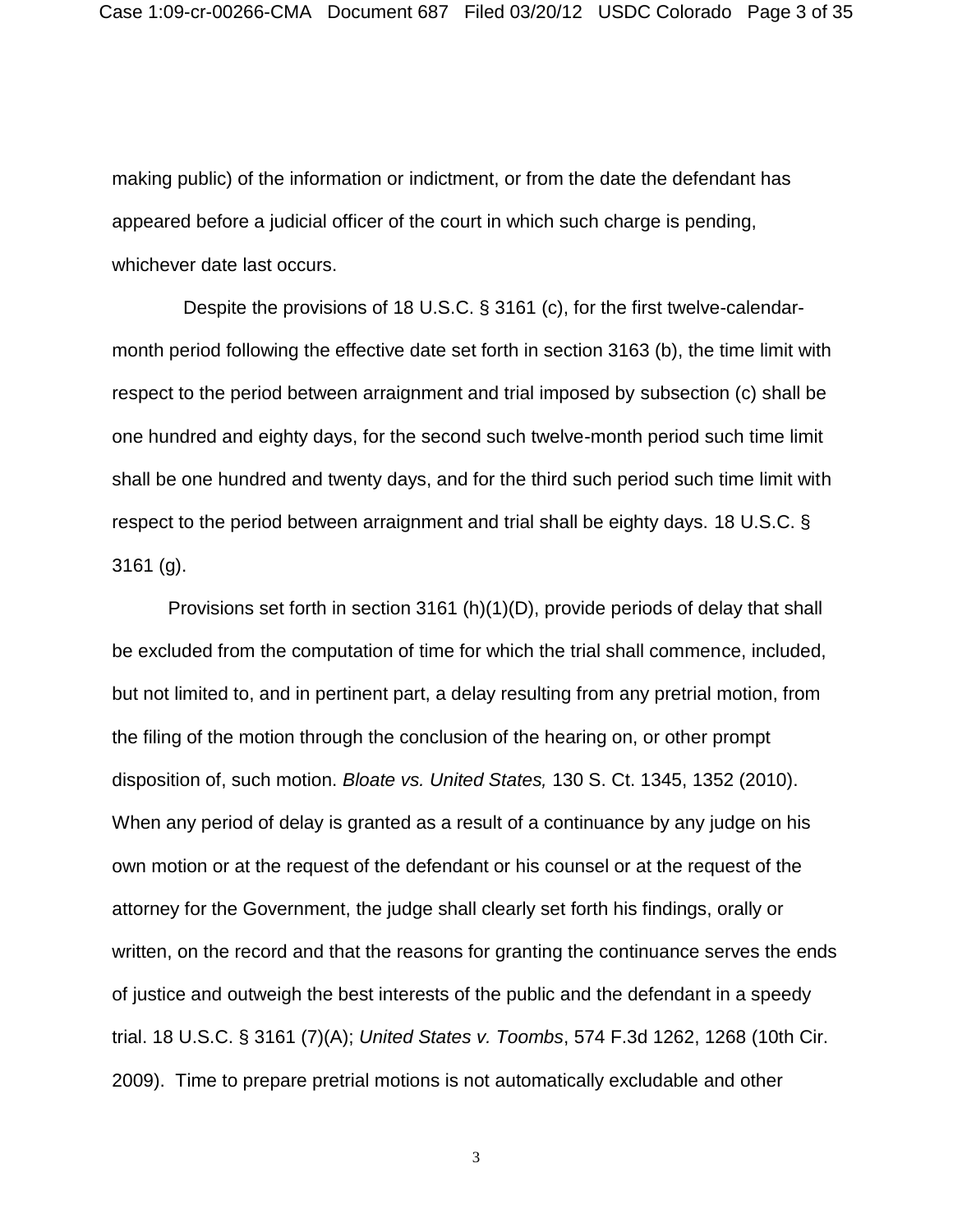making public) of the information or indictment, or from the date the defendant has appeared before a judicial officer of the court in which such charge is pending, whichever date last occurs.

Despite the provisions of 18 U.S.C. § 3161 (c), for the first twelve-calendar-month period following the effective date set forth in section 3163 (b), the time limit with respect to the period between arraignment and trial imposed by subsection (c) shall be one hundred and eighty days, for the second such twelve-month period such time limit shall be one hundred and twenty days, and for the third such period such time limit with respect to the period between arraignment and trial shall be eighty days. 18 U.S.C. § 3161 (g).

Provisions set forth in section 3161 (h)(1)(D), provide periods of delay that shall be excluded from the computation of time for which the trial shall commence, included, but not limited to, and in pertinent part, a delay resulting from any pretrial motion, from the filing of the motion through the conclusion of the hearing on, or other prompt disposition of, such motion. *Bloate vs. United States,* 130 S. Ct. 1345, 1352 (2010). When any period of delay is granted as a result of a continuance by any judge on his own motion or at the request of the defendant or his counsel or at the request of the attorney for the Government, the judge shall clearly set forth his findings, orally or written, on the record and that the reasons for granting the continuance serves the ends of justice and outweigh the best interests of the public and the defendant in a speedy trial. 18 U.S.C. § 3161 (7)(A); *United States v. Toombs*, 574 F.3d 1262, 1268 (10th Cir. 2009). Time to prepare pretrial motions is not automatically excludable and other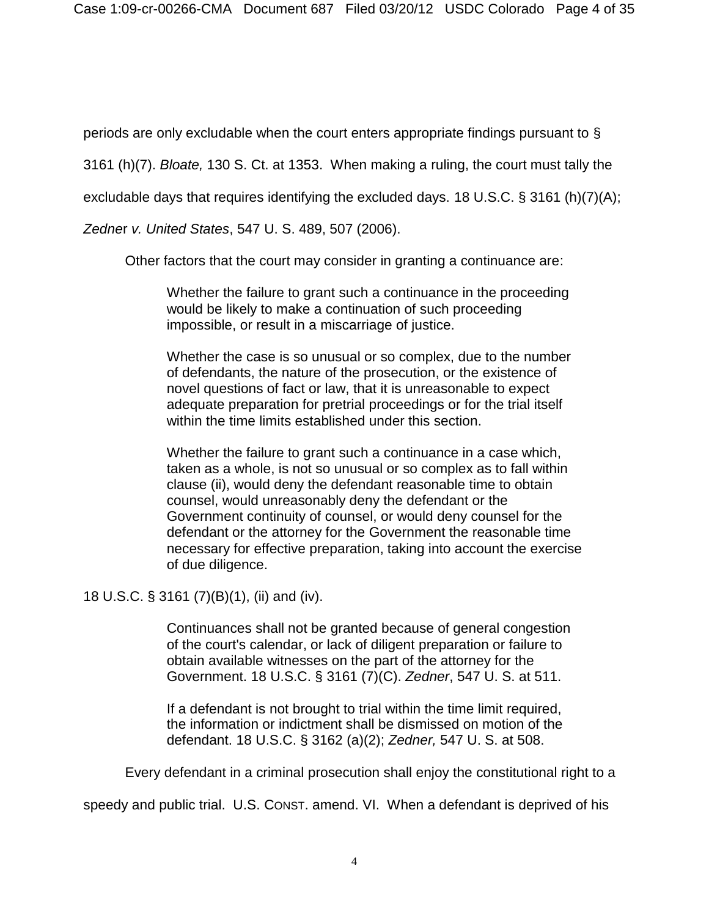periods are only excludable when the court enters appropriate findings pursuant to § 3161 (h)(7). *Bloate,* 130 S. Ct. at 1353. When making a ruling, the court must tally the excludable days that requires identifying the excluded days. 18 U.S.C. § 3161 (h)(7)(A); *Zedner v. United States*, 547 U. S. 489, 507 (2006).

Other factors that the court may consider in granting a continuance are:

> Whether the failure to grant such a continuance in the proceeding would be likely to make a continuation of such proceeding impossible, or result in a miscarriage of justice.
>
> Whether the case is so unusual or so complex, due to the number of defendants, the nature of the prosecution, or the existence of novel questions of fact or law, that it is unreasonable to expect adequate preparation for pretrial proceedings or for the trial itself within the time limits established under this section.
>
> Whether the failure to grant such a continuance in a case which, taken as a whole, is not so unusual or so complex as to fall within clause (ii), would deny the defendant reasonable time to obtain counsel, would unreasonably deny the defendant or the Government continuity of counsel, or would deny counsel for the defendant or the attorney for the Government the reasonable time necessary for effective preparation, taking into account the exercise of due diligence.

18 U.S.C. § 3161 (7)(B)(1), (ii) and (iv).

> Continuances shall not be granted because of general congestion of the court's calendar, or lack of diligent preparation or failure to obtain available witnesses on the part of the attorney for the Government. 18 U.S.C. § 3161 (7)(C). *Zedner*, 547 U. S. at 511.
>
> If a defendant is not brought to trial within the time limit required, the information or indictment shall be dismissed on motion of the defendant. 18 U.S.C. § 3162 (a)(2); *Zedner,* 547 U. S. at 508.

Every defendant in a criminal prosecution shall enjoy the constitutional right to a speedy and public trial. U.S. CONST. amend. VI. When a defendant is deprived of his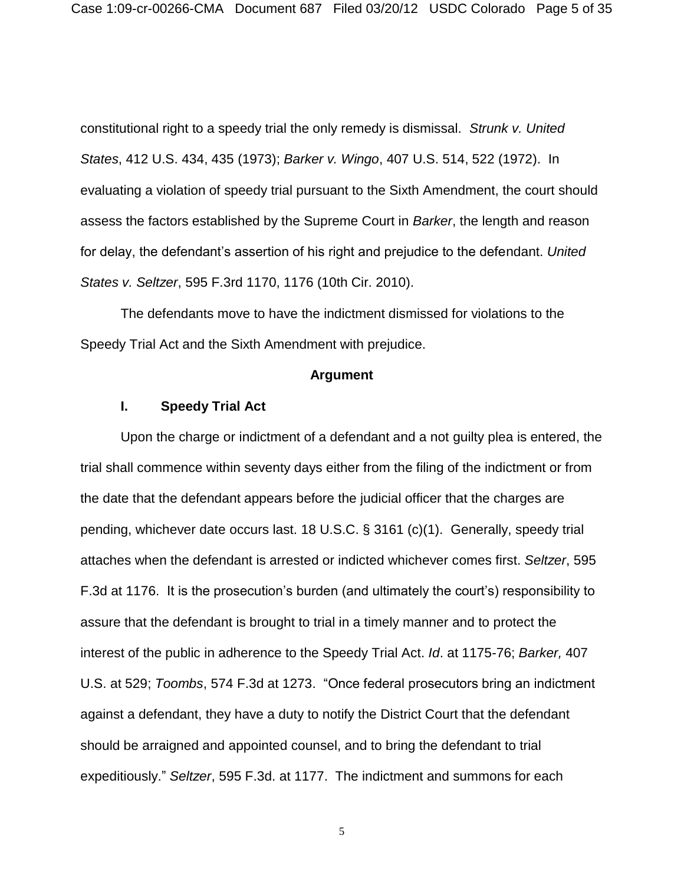constitutional right to a speedy trial the only remedy is dismissal. *Strunk v. United States*, 412 U.S. 434, 435 (1973); *Barker v. Wingo*, 407 U.S. 514, 522 (1972). In evaluating a violation of speedy trial pursuant to the Sixth Amendment, the court should assess the factors established by the Supreme Court in *Barker*, the length and reason for delay, the defendant's assertion of his right and prejudice to the defendant. *United States v. Seltzer*, 595 F.3rd 1170, 1176 (10th Cir. 2010).

The defendants move to have the indictment dismissed for violations to the Speedy Trial Act and the Sixth Amendment with prejudice.

**Argument**

**I. Speedy Trial Act**

Upon the charge or indictment of a defendant and a not guilty plea is entered, the trial shall commence within seventy days either from the filing of the indictment or from the date that the defendant appears before the judicial officer that the charges are pending, whichever date occurs last. 18 U.S.C. § 3161 (c)(1). Generally, speedy trial attaches when the defendant is arrested or indicted whichever comes first. *Seltzer*, 595 F.3d at 1176. It is the prosecution's burden (and ultimately the court's) responsibility to assure that the defendant is brought to trial in a timely manner and to protect the interest of the public in adherence to the Speedy Trial Act. *Id*. at 1175-76; *Barker,* 407 U.S. at 529; *Toombs*, 574 F.3d at 1273. "Once federal prosecutors bring an indictment against a defendant, they have a duty to notify the District Court that the defendant should be arraigned and appointed counsel, and to bring the defendant to trial expeditiously." *Seltzer*, 595 F.3d. at 1177. The indictment and summons for each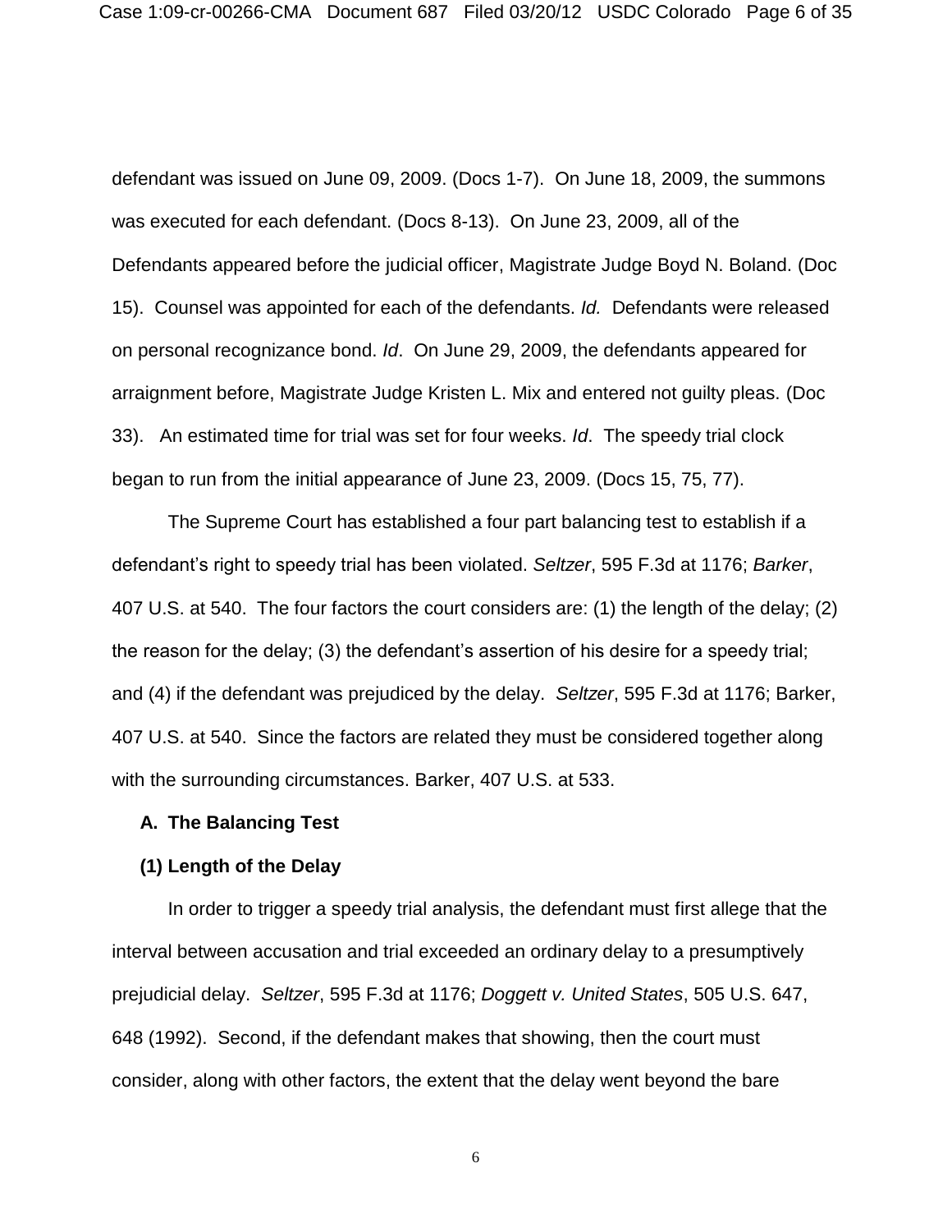defendant was issued on June 09, 2009. (Docs 1-7). On June 18, 2009, the summons was executed for each defendant. (Docs 8-13). On June 23, 2009, all of the Defendants appeared before the judicial officer, Magistrate Judge Boyd N. Boland. (Doc 15). Counsel was appointed for each of the defendants. *Id.* Defendants were released on personal recognizance bond. *Id*. On June 29, 2009, the defendants appeared for arraignment before, Magistrate Judge Kristen L. Mix and entered not guilty pleas. (Doc 33). An estimated time for trial was set for four weeks. *Id*. The speedy trial clock began to run from the initial appearance of June 23, 2009. (Docs 15, 75, 77).

The Supreme Court has established a four part balancing test to establish if a defendant's right to speedy trial has been violated. *Seltzer*, 595 F.3d at 1176; *Barker*, 407 U.S. at 540. The four factors the court considers are: (1) the length of the delay; (2) the reason for the delay; (3) the defendant's assertion of his desire for a speedy trial; and (4) if the defendant was prejudiced by the delay. *Seltzer*, 595 F.3d at 1176; Barker, 407 U.S. at 540. Since the factors are related they must be considered together along with the surrounding circumstances. Barker, 407 U.S. at 533.

**A. The Balancing Test**

**(1) Length of the Delay**

In order to trigger a speedy trial analysis, the defendant must first allege that the interval between accusation and trial exceeded an ordinary delay to a presumptively prejudicial delay. *Seltzer*, 595 F.3d at 1176; *Doggett v. United States*, 505 U.S. 647, 648 (1992). Second, if the defendant makes that showing, then the court must consider, along with other factors, the extent that the delay went beyond the bare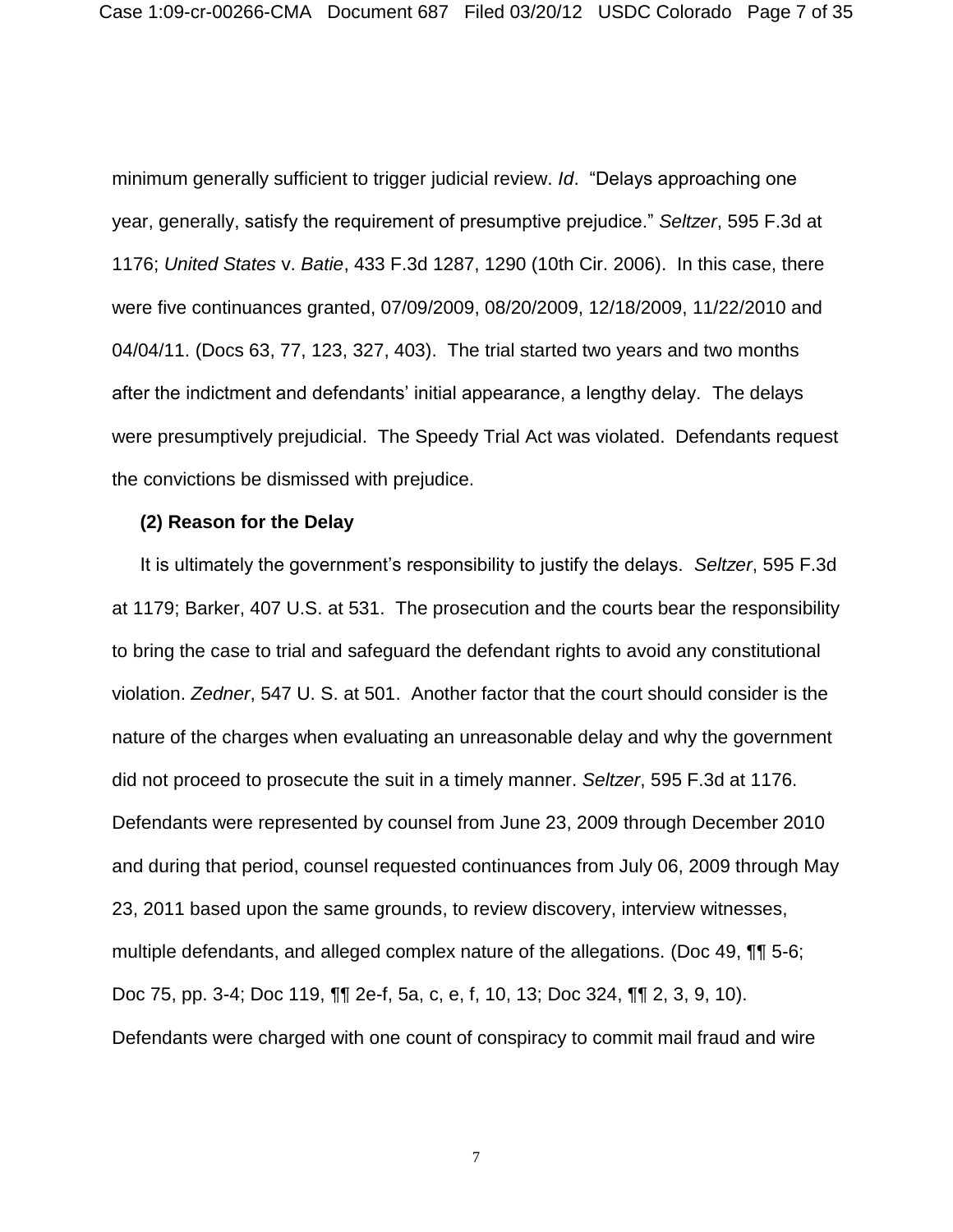minimum generally sufficient to trigger judicial review. *Id*. "Delays approaching one year, generally, satisfy the requirement of presumptive prejudice." *Seltzer*, 595 F.3d at 1176; *United States* v. *Batie*, 433 F.3d 1287, 1290 (10th Cir. 2006). In this case, there were five continuances granted, 07/09/2009, 08/20/2009, 12/18/2009, 11/22/2010 and 04/04/11. (Docs 63, 77, 123, 327, 403). The trial started two years and two months after the indictment and defendants' initial appearance, a lengthy delay. The delays were presumptively prejudicial. The Speedy Trial Act was violated. Defendants request the convictions be dismissed with prejudice.

**(2) Reason for the Delay**

It is ultimately the government's responsibility to justify the delays. *Seltzer*, 595 F.3d at 1179; Barker, 407 U.S. at 531. The prosecution and the courts bear the responsibility to bring the case to trial and safeguard the defendant rights to avoid any constitutional violation. *Zedner*, 547 U. S. at 501. Another factor that the court should consider is the nature of the charges when evaluating an unreasonable delay and why the government did not proceed to prosecute the suit in a timely manner. *Seltzer*, 595 F.3d at 1176. Defendants were represented by counsel from June 23, 2009 through December 2010 and during that period, counsel requested continuances from July 06, 2009 through May 23, 2011 based upon the same grounds, to review discovery, interview witnesses, multiple defendants, and alleged complex nature of the allegations. (Doc 49, ¶¶ 5-6; Doc 75, pp. 3-4; Doc 119, ¶¶ 2e-f, 5a, c, e, f, 10, 13; Doc 324, ¶¶ 2, 3, 9, 10). Defendants were charged with one count of conspiracy to commit mail fraud and wire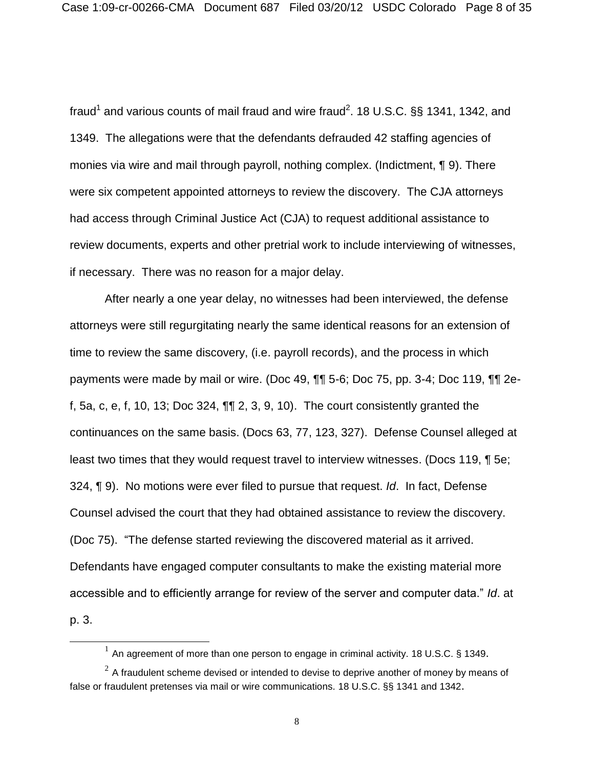fraud[1] and various counts of mail fraud and wire fraud[2]. 18 U.S.C. §§ 1341, 1342, and 1349. The allegations were that the defendants defrauded 42 staffing agencies of monies via wire and mail through payroll, nothing complex. (Indictment, ¶ 9). There were six competent appointed attorneys to review the discovery. The CJA attorneys had access through Criminal Justice Act (CJA) to request additional assistance to review documents, experts and other pretrial work to include interviewing of witnesses, if necessary. There was no reason for a major delay.

After nearly a one year delay, no witnesses had been interviewed, the defense attorneys were still regurgitating nearly the same identical reasons for an extension of time to review the same discovery, (i.e. payroll records), and the process in which payments were made by mail or wire. (Doc 49, ¶¶ 5-6; Doc 75, pp. 3-4; Doc 119, ¶¶ 2e-f, 5a, c, e, f, 10, 13; Doc 324, ¶¶ 2, 3, 9, 10). The court consistently granted the continuances on the same basis. (Docs 63, 77, 123, 327). Defense Counsel alleged at least two times that they would request travel to interview witnesses. (Docs 119, ¶ 5e; 324, ¶ 9). No motions were ever filed to pursue that request. *Id*. In fact, Defense Counsel advised the court that they had obtained assistance to review the discovery. (Doc 75). "The defense started reviewing the discovered material as it arrived. Defendants have engaged computer consultants to make the existing material more accessible and to efficiently arrange for review of the server and computer data." *Id*. at p. 3.

---

[1] An agreement of more than one person to engage in criminal activity. 18 U.S.C. § 1349.

[2] A fraudulent scheme devised or intended to devise to deprive another of money by means of false or fraudulent pretenses via mail or wire communications. 18 U.S.C. §§ 1341 and 1342.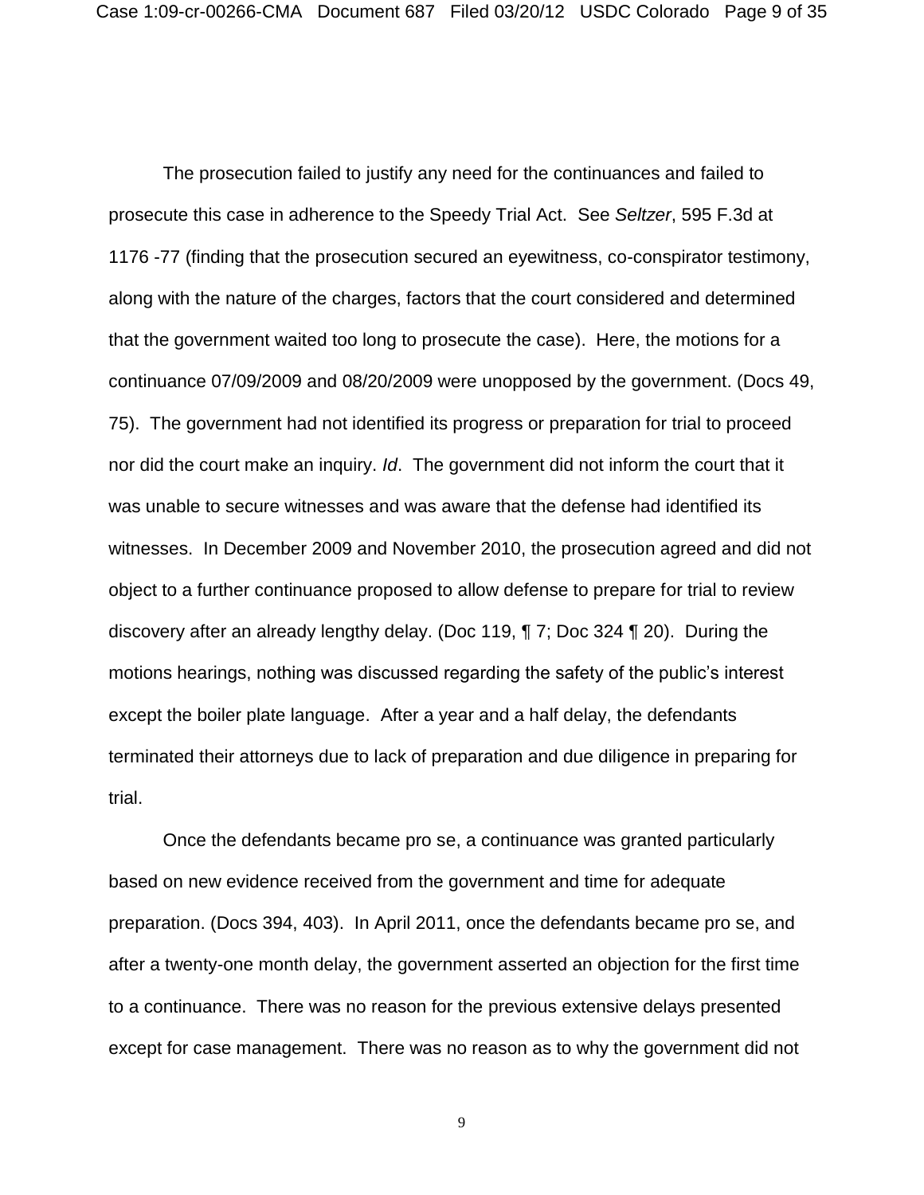The prosecution failed to justify any need for the continuances and failed to prosecute this case in adherence to the Speedy Trial Act. See *Seltzer*, 595 F.3d at 1176 -77 (finding that the prosecution secured an eyewitness, co-conspirator testimony, along with the nature of the charges, factors that the court considered and determined that the government waited too long to prosecute the case). Here, the motions for a continuance 07/09/2009 and 08/20/2009 were unopposed by the government. (Docs 49, 75). The government had not identified its progress or preparation for trial to proceed nor did the court make an inquiry. *Id*. The government did not inform the court that it was unable to secure witnesses and was aware that the defense had identified its witnesses. In December 2009 and November 2010, the prosecution agreed and did not object to a further continuance proposed to allow defense to prepare for trial to review discovery after an already lengthy delay. (Doc 119, ¶ 7; Doc 324 ¶ 20). During the motions hearings, nothing was discussed regarding the safety of the public's interest except the boiler plate language. After a year and a half delay, the defendants terminated their attorneys due to lack of preparation and due diligence in preparing for trial.

Once the defendants became pro se, a continuance was granted particularly based on new evidence received from the government and time for adequate preparation. (Docs 394, 403). In April 2011, once the defendants became pro se, and after a twenty-one month delay, the government asserted an objection for the first time to a continuance. There was no reason for the previous extensive delays presented except for case management. There was no reason as to why the government did not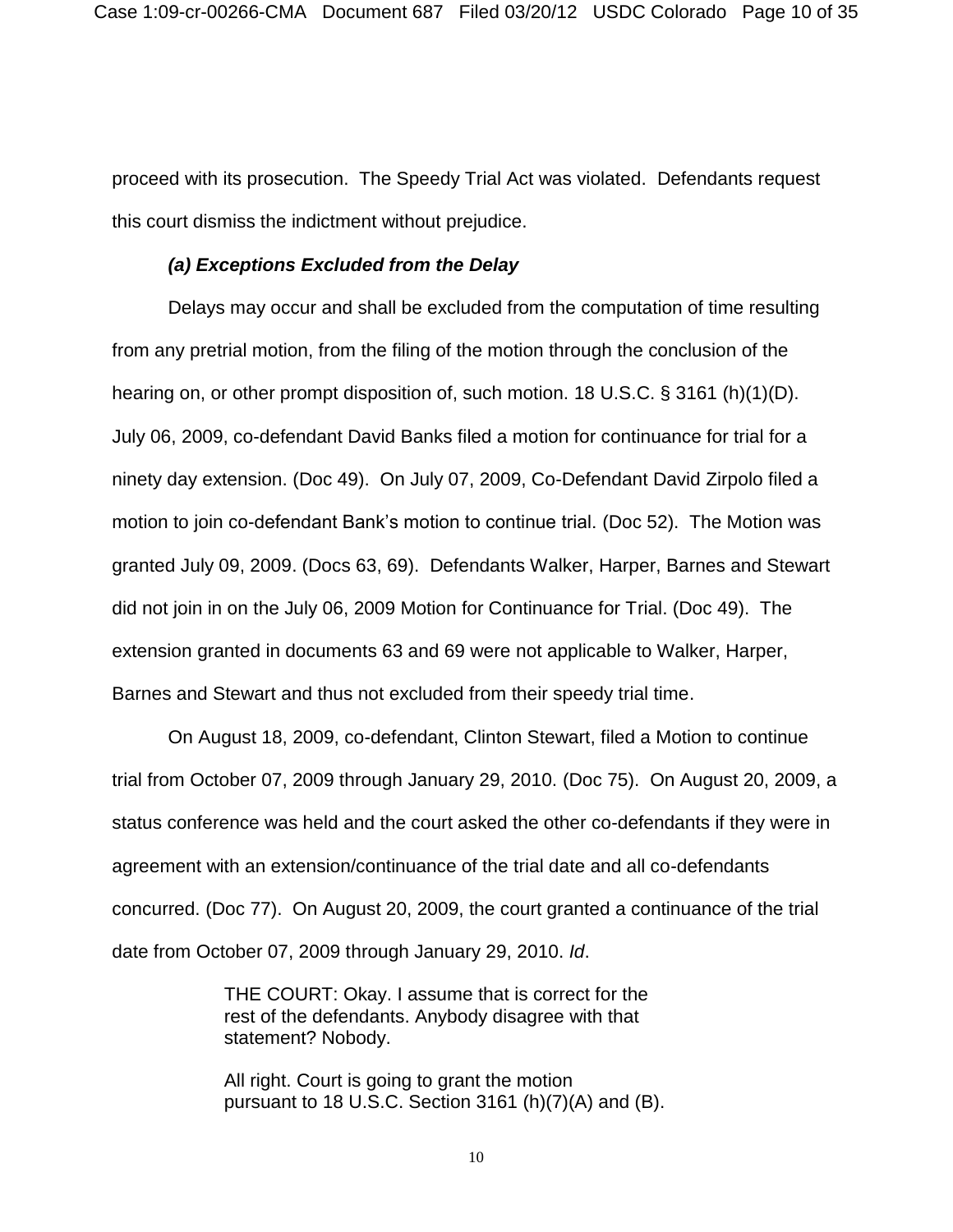proceed with its prosecution. The Speedy Trial Act was violated. Defendants request this court dismiss the indictment without prejudice.

***(a) Exceptions Excluded from the Delay***

Delays may occur and shall be excluded from the computation of time resulting from any pretrial motion, from the filing of the motion through the conclusion of the hearing on, or other prompt disposition of, such motion. 18 U.S.C. § 3161 (h)(1)(D). July 06, 2009, co-defendant David Banks filed a motion for continuance for trial for a ninety day extension. (Doc 49). On July 07, 2009, Co-Defendant David Zirpolo filed a motion to join co-defendant Bank's motion to continue trial. (Doc 52). The Motion was granted July 09, 2009. (Docs 63, 69). Defendants Walker, Harper, Barnes and Stewart did not join in on the July 06, 2009 Motion for Continuance for Trial. (Doc 49). The extension granted in documents 63 and 69 were not applicable to Walker, Harper, Barnes and Stewart and thus not excluded from their speedy trial time.

On August 18, 2009, co-defendant, Clinton Stewart, filed a Motion to continue trial from October 07, 2009 through January 29, 2010. (Doc 75). On August 20, 2009, a status conference was held and the court asked the other co-defendants if they were in agreement with an extension/continuance of the trial date and all co-defendants concurred. (Doc 77). On August 20, 2009, the court granted a continuance of the trial date from October 07, 2009 through January 29, 2010. *Id*.

> THE COURT: Okay. I assume that is correct for the rest of the defendants. Anybody disagree with that statement? Nobody.
>
> All right. Court is going to grant the motion pursuant to 18 U.S.C. Section 3161 (h)(7)(A) and (B).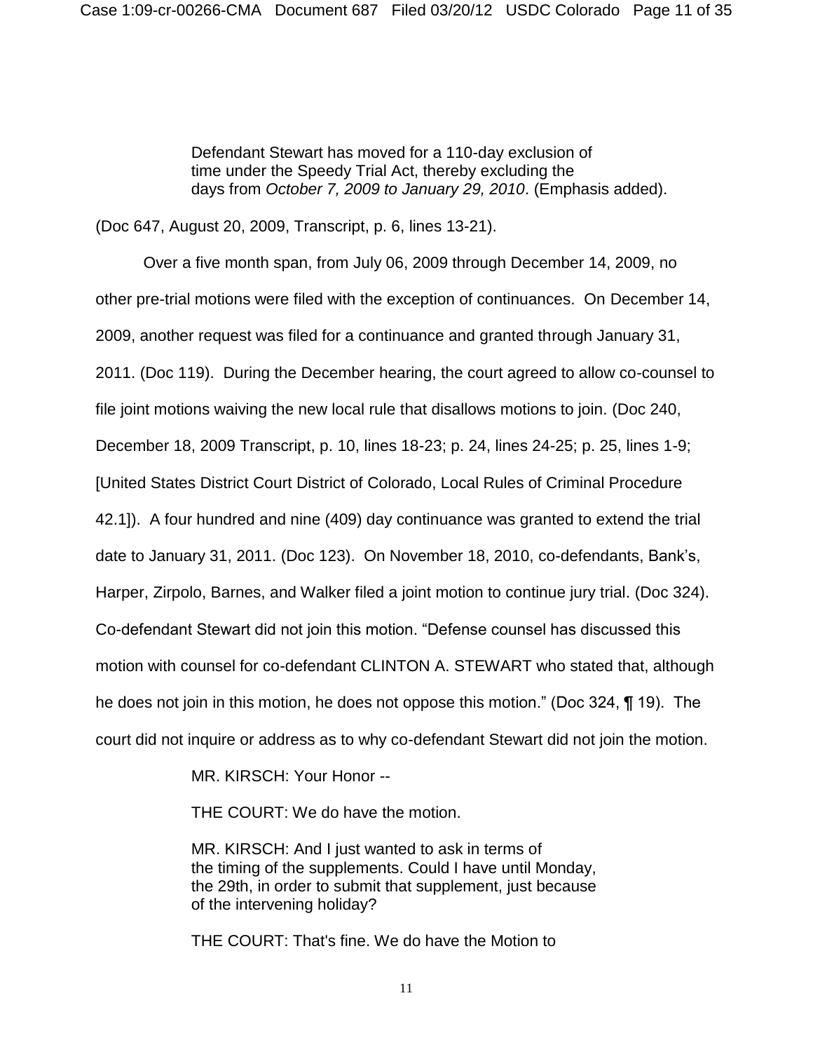> Defendant Stewart has moved for a 110-day exclusion of time under the Speedy Trial Act, thereby excluding the days from *October 7, 2009 to January 29, 2010*. (Emphasis added).

(Doc 647, August 20, 2009, Transcript, p. 6, lines 13-21).

Over a five month span, from July 06, 2009 through December 14, 2009, no other pre-trial motions were filed with the exception of continuances. On December 14, 2009, another request was filed for a continuance and granted through January 31, 2011. (Doc 119). During the December hearing, the court agreed to allow co-counsel to file joint motions waiving the new local rule that disallows motions to join. (Doc 240, December 18, 2009 Transcript, p. 10, lines 18-23; p. 24, lines 24-25; p. 25, lines 1-9; [United States District Court District of Colorado, Local Rules of Criminal Procedure 42.1]). A four hundred and nine (409) day continuance was granted to extend the trial date to January 31, 2011. (Doc 123). On November 18, 2010, co-defendants, Bank's, Harper, Zirpolo, Barnes, and Walker filed a joint motion to continue jury trial. (Doc 324). Co-defendant Stewart did not join this motion. "Defense counsel has discussed this motion with counsel for co-defendant CLINTON A. STEWART who stated that, although he does not join in this motion, he does not oppose this motion." (Doc 324, ¶ 19). The court did not inquire or address as to why co-defendant Stewart did not join the motion.

> MR. KIRSCH: Your Honor --
>
> THE COURT: We do have the motion.
>
> MR. KIRSCH: And I just wanted to ask in terms of the timing of the supplements. Could I have until Monday, the 29th, in order to submit that supplement, just because of the intervening holiday?
>
> THE COURT: That's fine. We do have the Motion to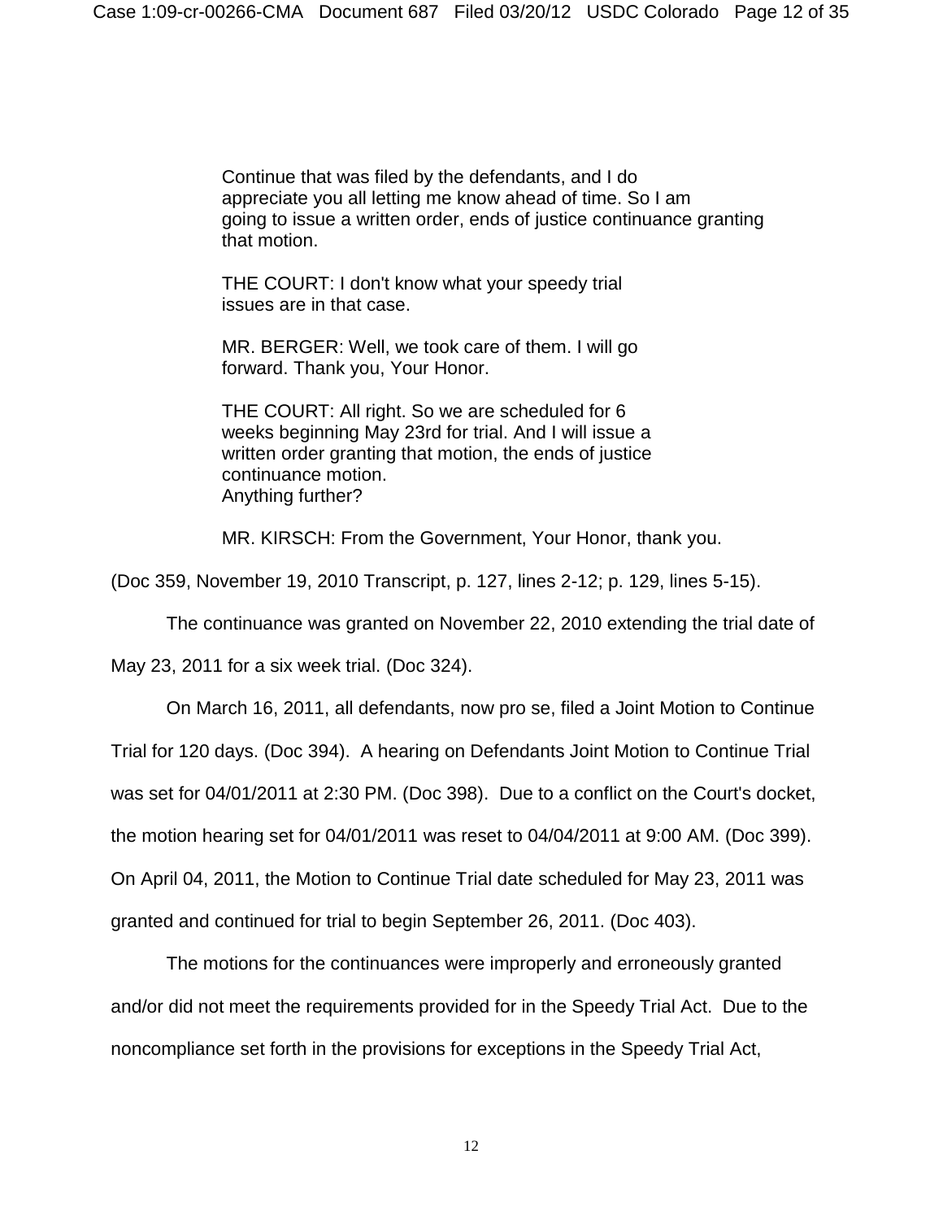> Continue that was filed by the defendants, and I do appreciate you all letting me know ahead of time. So I am going to issue a written order, ends of justice continuance granting that motion.
>
> THE COURT: I don't know what your speedy trial issues are in that case.
>
> MR. BERGER: Well, we took care of them. I will go forward. Thank you, Your Honor.
>
> THE COURT: All right. So we are scheduled for 6 weeks beginning May 23rd for trial. And I will issue a written order granting that motion, the ends of justice continuance motion.
> Anything further?
>
> MR. KIRSCH: From the Government, Your Honor, thank you.

(Doc 359, November 19, 2010 Transcript, p. 127, lines 2-12; p. 129, lines 5-15).

The continuance was granted on November 22, 2010 extending the trial date of May 23, 2011 for a six week trial. (Doc 324).

On March 16, 2011, all defendants, now pro se, filed a Joint Motion to Continue Trial for 120 days. (Doc 394). A hearing on Defendants Joint Motion to Continue Trial was set for 04/01/2011 at 2:30 PM. (Doc 398). Due to a conflict on the Court's docket, the motion hearing set for 04/01/2011 was reset to 04/04/2011 at 9:00 AM. (Doc 399). On April 04, 2011, the Motion to Continue Trial date scheduled for May 23, 2011 was granted and continued for trial to begin September 26, 2011. (Doc 403).

The motions for the continuances were improperly and erroneously granted and/or did not meet the requirements provided for in the Speedy Trial Act. Due to the noncompliance set forth in the provisions for exceptions in the Speedy Trial Act,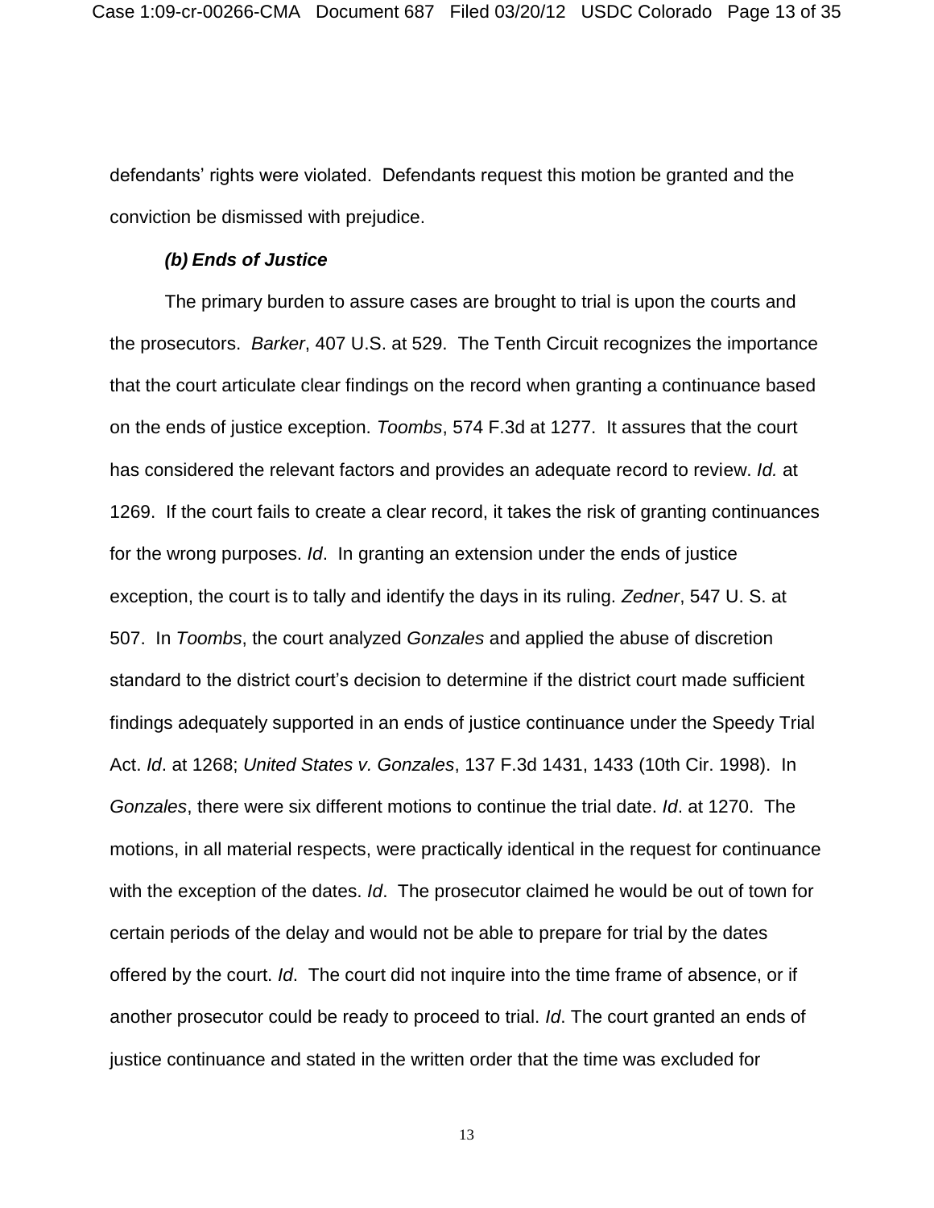defendants' rights were violated. Defendants request this motion be granted and the conviction be dismissed with prejudice.

***(b) Ends of Justice***

The primary burden to assure cases are brought to trial is upon the courts and the prosecutors. *Barker*, 407 U.S. at 529. The Tenth Circuit recognizes the importance that the court articulate clear findings on the record when granting a continuance based on the ends of justice exception. *Toombs*, 574 F.3d at 1277. It assures that the court has considered the relevant factors and provides an adequate record to review. *Id.* at 1269. If the court fails to create a clear record, it takes the risk of granting continuances for the wrong purposes. *Id*. In granting an extension under the ends of justice exception, the court is to tally and identify the days in its ruling. *Zedner*, 547 U. S. at 507. In *Toombs*, the court analyzed *Gonzales* and applied the abuse of discretion standard to the district court's decision to determine if the district court made sufficient findings adequately supported in an ends of justice continuance under the Speedy Trial Act. *Id*. at 1268; *United States v. Gonzales*, 137 F.3d 1431, 1433 (10th Cir. 1998). In *Gonzales*, there were six different motions to continue the trial date. *Id*. at 1270. The motions, in all material respects, were practically identical in the request for continuance with the exception of the dates. *Id*. The prosecutor claimed he would be out of town for certain periods of the delay and would not be able to prepare for trial by the dates offered by the court. *Id*. The court did not inquire into the time frame of absence, or if another prosecutor could be ready to proceed to trial. *Id*. The court granted an ends of justice continuance and stated in the written order that the time was excluded for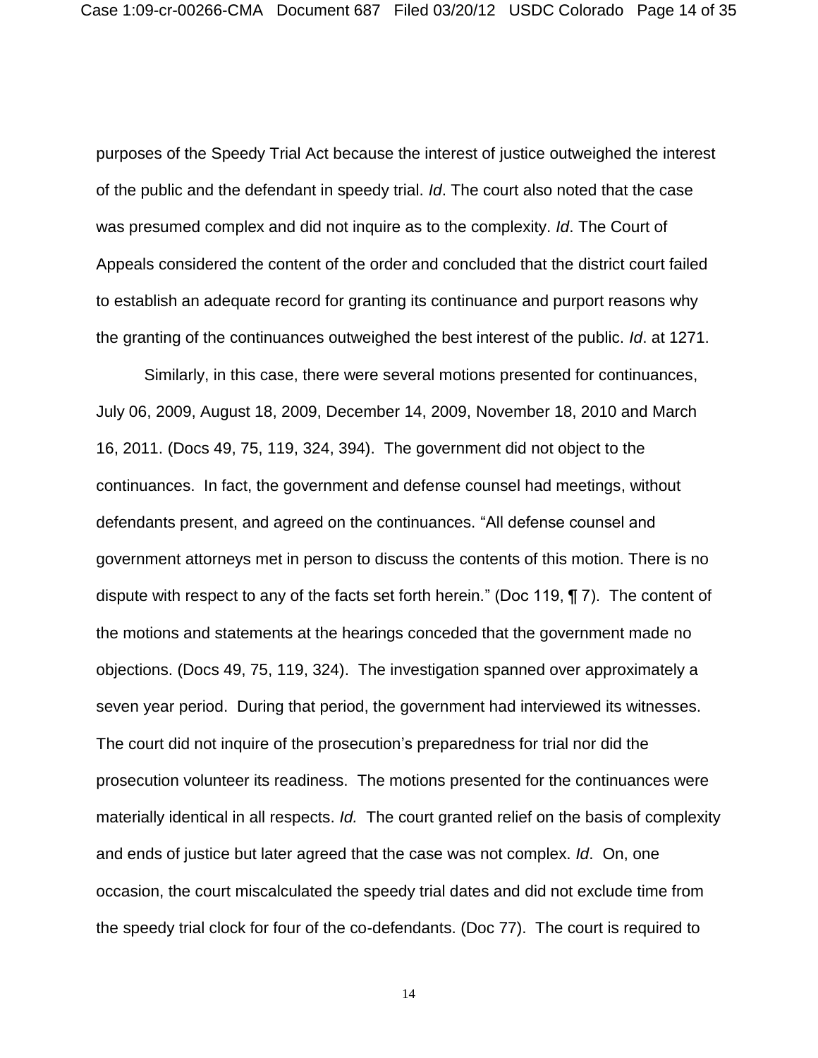purposes of the Speedy Trial Act because the interest of justice outweighed the interest of the public and the defendant in speedy trial. *Id*. The court also noted that the case was presumed complex and did not inquire as to the complexity. *Id*. The Court of Appeals considered the content of the order and concluded that the district court failed to establish an adequate record for granting its continuance and purport reasons why the granting of the continuances outweighed the best interest of the public. *Id*. at 1271.

Similarly, in this case, there were several motions presented for continuances, July 06, 2009, August 18, 2009, December 14, 2009, November 18, 2010 and March 16, 2011. (Docs 49, 75, 119, 324, 394). The government did not object to the continuances. In fact, the government and defense counsel had meetings, without defendants present, and agreed on the continuances. "All defense counsel and government attorneys met in person to discuss the contents of this motion. There is no dispute with respect to any of the facts set forth herein." (Doc 119, ¶ 7). The content of the motions and statements at the hearings conceded that the government made no objections. (Docs 49, 75, 119, 324). The investigation spanned over approximately a seven year period. During that period, the government had interviewed its witnesses. The court did not inquire of the prosecution's preparedness for trial nor did the prosecution volunteer its readiness. The motions presented for the continuances were materially identical in all respects. *Id.* The court granted relief on the basis of complexity and ends of justice but later agreed that the case was not complex. *Id*. On, one occasion, the court miscalculated the speedy trial dates and did not exclude time from the speedy trial clock for four of the co-defendants. (Doc 77). The court is required to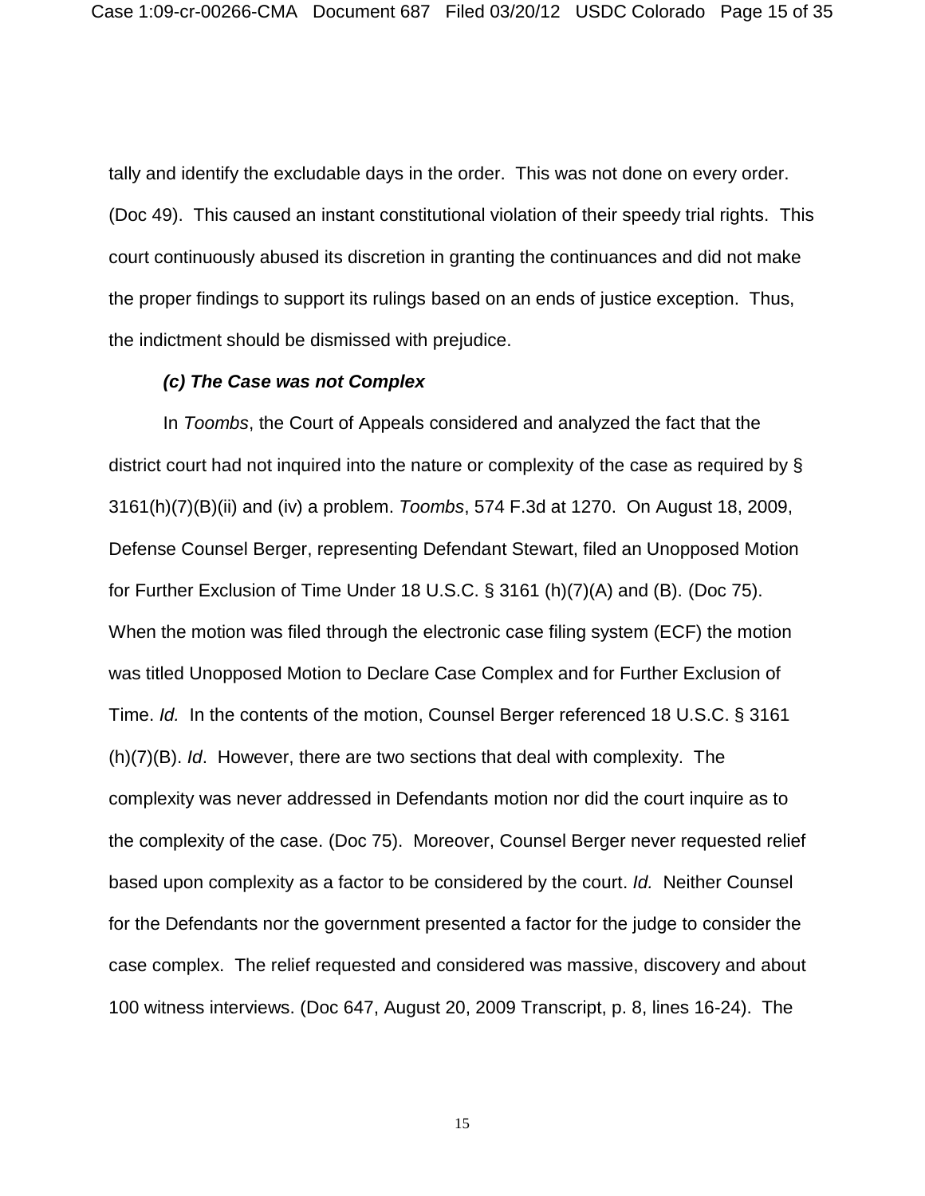tally and identify the excludable days in the order. This was not done on every order. (Doc 49). This caused an instant constitutional violation of their speedy trial rights. This court continuously abused its discretion in granting the continuances and did not make the proper findings to support its rulings based on an ends of justice exception. Thus, the indictment should be dismissed with prejudice.

***(c) The Case was not Complex***

In *Toombs*, the Court of Appeals considered and analyzed the fact that the district court had not inquired into the nature or complexity of the case as required by § 3161(h)(7)(B)(ii) and (iv) a problem. *Toombs*, 574 F.3d at 1270. On August 18, 2009, Defense Counsel Berger, representing Defendant Stewart, filed an Unopposed Motion for Further Exclusion of Time Under 18 U.S.C. § 3161 (h)(7)(A) and (B). (Doc 75). When the motion was filed through the electronic case filing system (ECF) the motion was titled Unopposed Motion to Declare Case Complex and for Further Exclusion of Time. *Id.* In the contents of the motion, Counsel Berger referenced 18 U.S.C. § 3161 (h)(7)(B). *Id*. However, there are two sections that deal with complexity. The complexity was never addressed in Defendants motion nor did the court inquire as to the complexity of the case. (Doc 75). Moreover, Counsel Berger never requested relief based upon complexity as a factor to be considered by the court. *Id.* Neither Counsel for the Defendants nor the government presented a factor for the judge to consider the case complex. The relief requested and considered was massive, discovery and about 100 witness interviews. (Doc 647, August 20, 2009 Transcript, p. 8, lines 16-24). The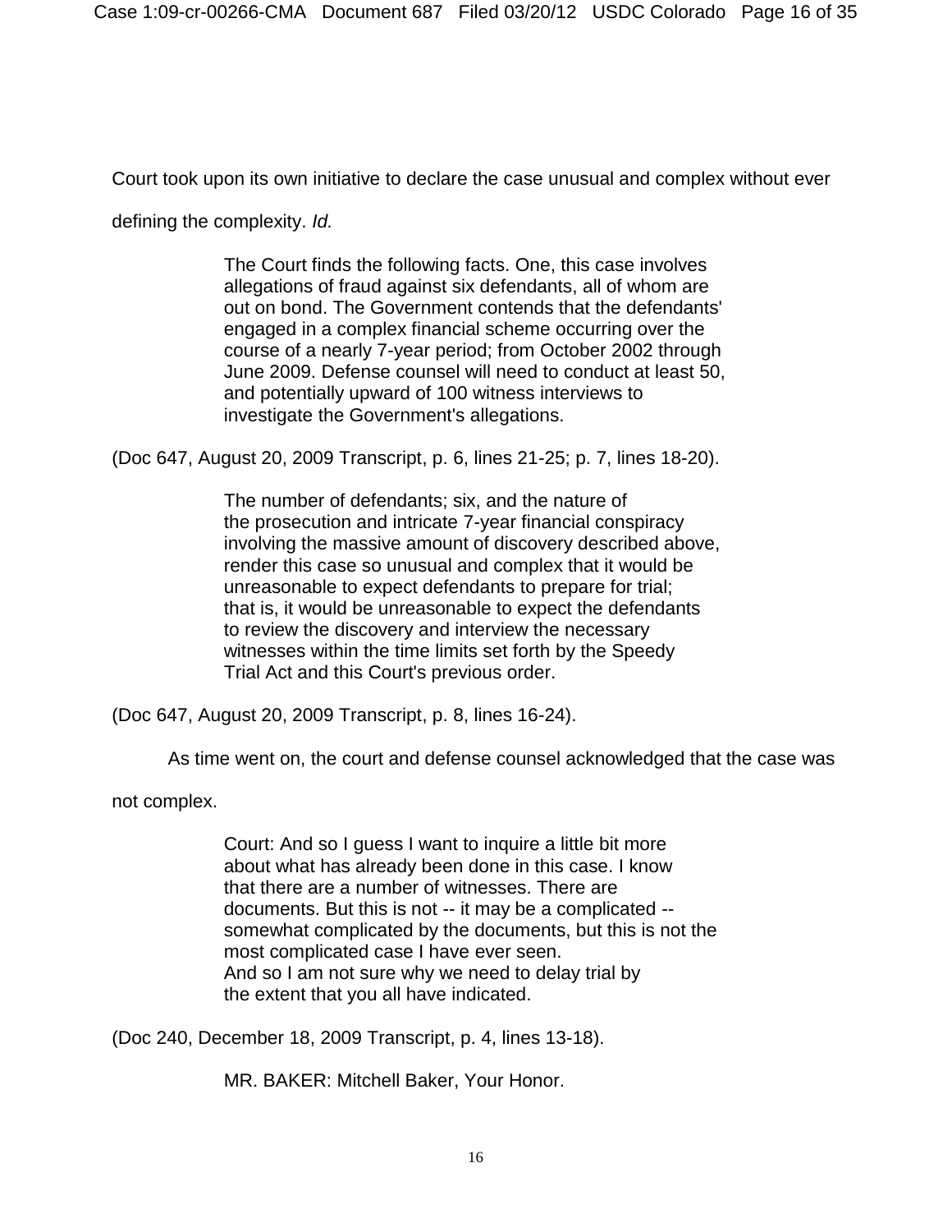Court took upon its own initiative to declare the case unusual and complex without ever defining the complexity. *Id.*

> The Court finds the following facts. One, this case involves allegations of fraud against six defendants, all of whom are out on bond. The Government contends that the defendants' engaged in a complex financial scheme occurring over the course of a nearly 7-year period; from October 2002 through June 2009. Defense counsel will need to conduct at least 50, and potentially upward of 100 witness interviews to investigate the Government's allegations.

(Doc 647, August 20, 2009 Transcript, p. 6, lines 21-25; p. 7, lines 18-20).

> The number of defendants; six, and the nature of the prosecution and intricate 7-year financial conspiracy involving the massive amount of discovery described above, render this case so unusual and complex that it would be unreasonable to expect defendants to prepare for trial; that is, it would be unreasonable to expect the defendants to review the discovery and interview the necessary witnesses within the time limits set forth by the Speedy Trial Act and this Court's previous order.

(Doc 647, August 20, 2009 Transcript, p. 8, lines 16-24).

As time went on, the court and defense counsel acknowledged that the case was not complex.

> Court: And so I guess I want to inquire a little bit more about what has already been done in this case. I know that there are a number of witnesses. There are documents. But this is not -- it may be a complicated -- somewhat complicated by the documents, but this is not the most complicated case I have ever seen.
> And so I am not sure why we need to delay trial by the extent that you all have indicated.

(Doc 240, December 18, 2009 Transcript, p. 4, lines 13-18).

> MR. BAKER: Mitchell Baker, Your Honor.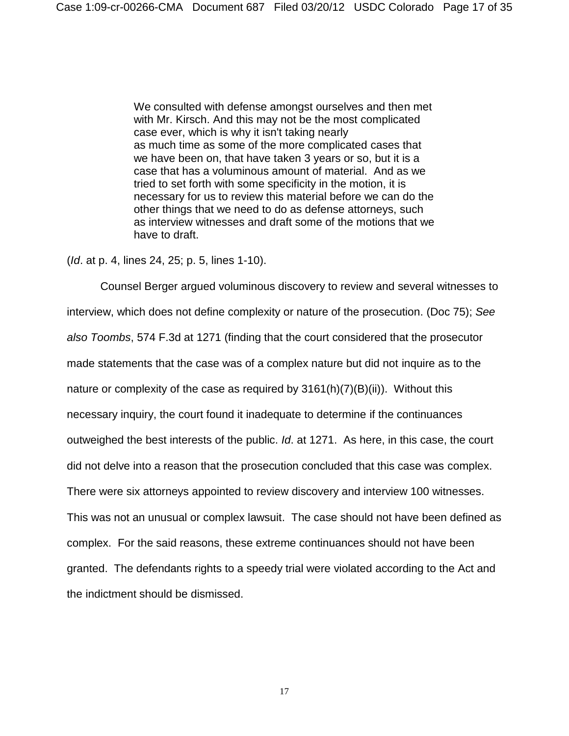> We consulted with defense amongst ourselves and then met with Mr. Kirsch. And this may not be the most complicated case ever, which is why it isn't taking nearly as much time as some of the more complicated cases that we have been on, that have taken 3 years or so, but it is a case that has a voluminous amount of material. And as we tried to set forth with some specificity in the motion, it is necessary for us to review this material before we can do the other things that we need to do as defense attorneys, such as interview witnesses and draft some of the motions that we have to draft.

(*Id*. at p. 4, lines 24, 25; p. 5, lines 1-10).

Counsel Berger argued voluminous discovery to review and several witnesses to interview, which does not define complexity or nature of the prosecution. (Doc 75); *See also Toombs*, 574 F.3d at 1271 (finding that the court considered that the prosecutor made statements that the case was of a complex nature but did not inquire as to the nature or complexity of the case as required by 3161(h)(7)(B)(ii)). Without this necessary inquiry, the court found it inadequate to determine if the continuances outweighed the best interests of the public. *Id*. at 1271. As here, in this case, the court did not delve into a reason that the prosecution concluded that this case was complex. There were six attorneys appointed to review discovery and interview 100 witnesses. This was not an unusual or complex lawsuit. The case should not have been defined as complex. For the said reasons, these extreme continuances should not have been granted. The defendants rights to a speedy trial were violated according to the Act and the indictment should be dismissed.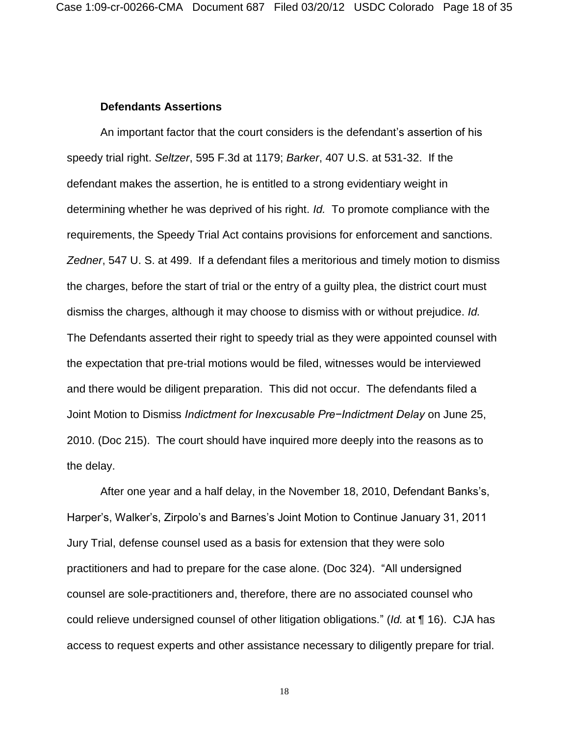**Defendants Assertions**

An important factor that the court considers is the defendant's assertion of his speedy trial right. *Seltzer*, 595 F.3d at 1179; *Barker*, 407 U.S. at 531-32. If the defendant makes the assertion, he is entitled to a strong evidentiary weight in determining whether he was deprived of his right. *Id.* To promote compliance with the requirements, the Speedy Trial Act contains provisions for enforcement and sanctions. *Zedner*, 547 U. S. at 499. If a defendant files a meritorious and timely motion to dismiss the charges, before the start of trial or the entry of a guilty plea, the district court must dismiss the charges, although it may choose to dismiss with or without prejudice. *Id.* The Defendants asserted their right to speedy trial as they were appointed counsel with the expectation that pre-trial motions would be filed, witnesses would be interviewed and there would be diligent preparation. This did not occur. The defendants filed a Joint Motion to Dismiss *Indictment for Inexcusable Pre−Indictment Delay* on June 25, 2010. (Doc 215). The court should have inquired more deeply into the reasons as to the delay.

After one year and a half delay, in the November 18, 2010, Defendant Banks's, Harper's, Walker's, Zirpolo's and Barnes's Joint Motion to Continue January 31, 2011 Jury Trial, defense counsel used as a basis for extension that they were solo practitioners and had to prepare for the case alone. (Doc 324). "All undersigned counsel are sole-practitioners and, therefore, there are no associated counsel who could relieve undersigned counsel of other litigation obligations." (*Id.* at ¶ 16). CJA has access to request experts and other assistance necessary to diligently prepare for trial.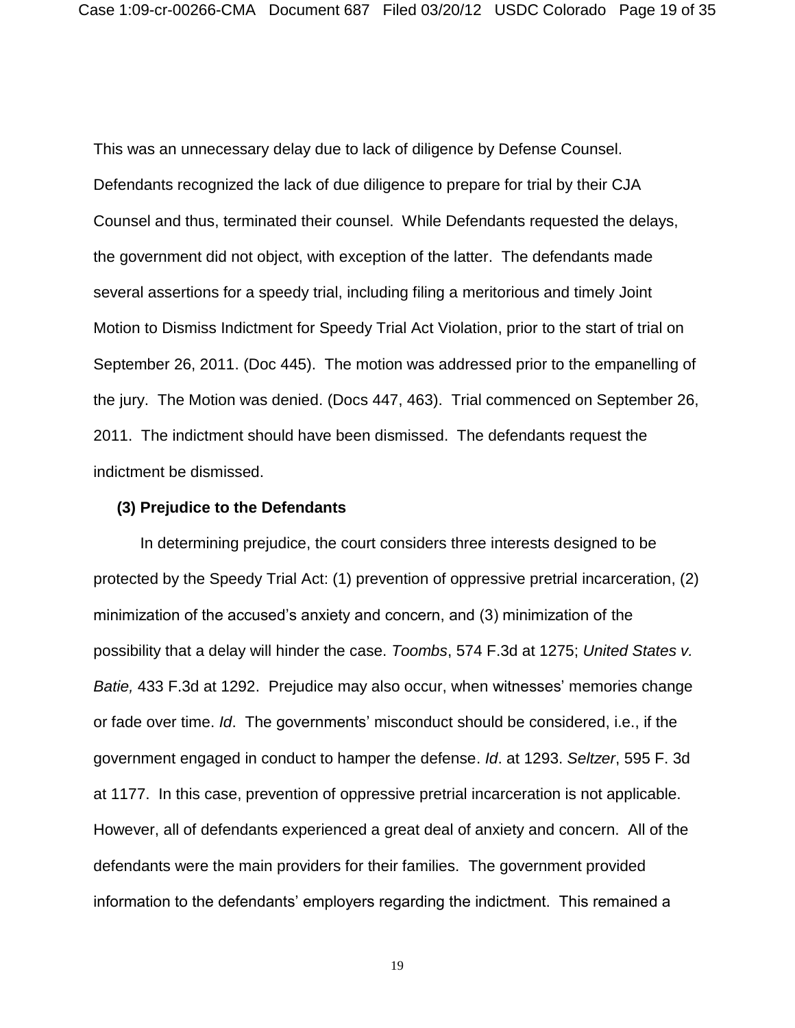This was an unnecessary delay due to lack of diligence by Defense Counsel. Defendants recognized the lack of due diligence to prepare for trial by their CJA Counsel and thus, terminated their counsel. While Defendants requested the delays, the government did not object, with exception of the latter. The defendants made several assertions for a speedy trial, including filing a meritorious and timely Joint Motion to Dismiss Indictment for Speedy Trial Act Violation, prior to the start of trial on September 26, 2011. (Doc 445). The motion was addressed prior to the empanelling of the jury. The Motion was denied. (Docs 447, 463). Trial commenced on September 26, 2011. The indictment should have been dismissed. The defendants request the indictment be dismissed.

**(3) Prejudice to the Defendants**

In determining prejudice, the court considers three interests designed to be protected by the Speedy Trial Act: (1) prevention of oppressive pretrial incarceration, (2) minimization of the accused's anxiety and concern, and (3) minimization of the possibility that a delay will hinder the case. *Toombs*, 574 F.3d at 1275; *United States v. Batie,* 433 F.3d at 1292. Prejudice may also occur, when witnesses' memories change or fade over time. *Id*. The governments' misconduct should be considered, i.e., if the government engaged in conduct to hamper the defense. *Id*. at 1293. *Seltzer*, 595 F. 3d at 1177. In this case, prevention of oppressive pretrial incarceration is not applicable. However, all of defendants experienced a great deal of anxiety and concern. All of the defendants were the main providers for their families. The government provided information to the defendants' employers regarding the indictment. This remained a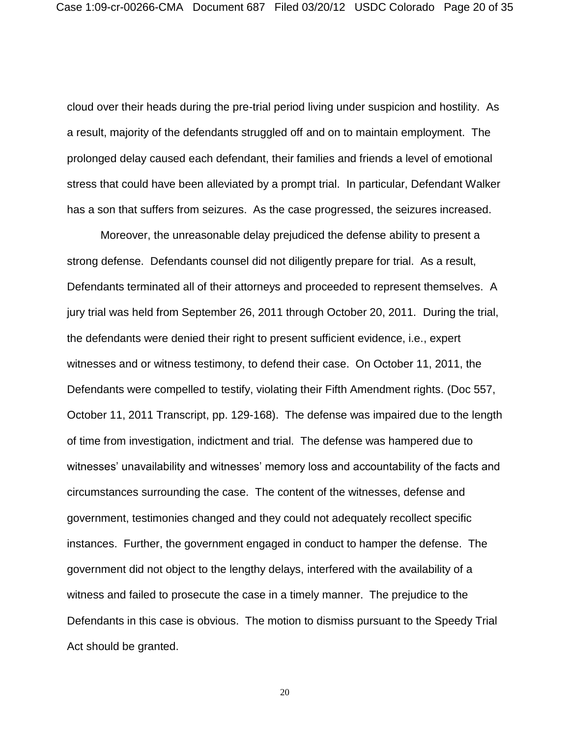cloud over their heads during the pre-trial period living under suspicion and hostility. As a result, majority of the defendants struggled off and on to maintain employment. The prolonged delay caused each defendant, their families and friends a level of emotional stress that could have been alleviated by a prompt trial. In particular, Defendant Walker has a son that suffers from seizures. As the case progressed, the seizures increased.

Moreover, the unreasonable delay prejudiced the defense ability to present a strong defense. Defendants counsel did not diligently prepare for trial. As a result, Defendants terminated all of their attorneys and proceeded to represent themselves. A jury trial was held from September 26, 2011 through October 20, 2011. During the trial, the defendants were denied their right to present sufficient evidence, i.e., expert witnesses and or witness testimony, to defend their case. On October 11, 2011, the Defendants were compelled to testify, violating their Fifth Amendment rights. (Doc 557, October 11, 2011 Transcript, pp. 129-168). The defense was impaired due to the length of time from investigation, indictment and trial. The defense was hampered due to witnesses' unavailability and witnesses' memory loss and accountability of the facts and circumstances surrounding the case. The content of the witnesses, defense and government, testimonies changed and they could not adequately recollect specific instances. Further, the government engaged in conduct to hamper the defense. The government did not object to the lengthy delays, interfered with the availability of a witness and failed to prosecute the case in a timely manner. The prejudice to the Defendants in this case is obvious. The motion to dismiss pursuant to the Speedy Trial Act should be granted.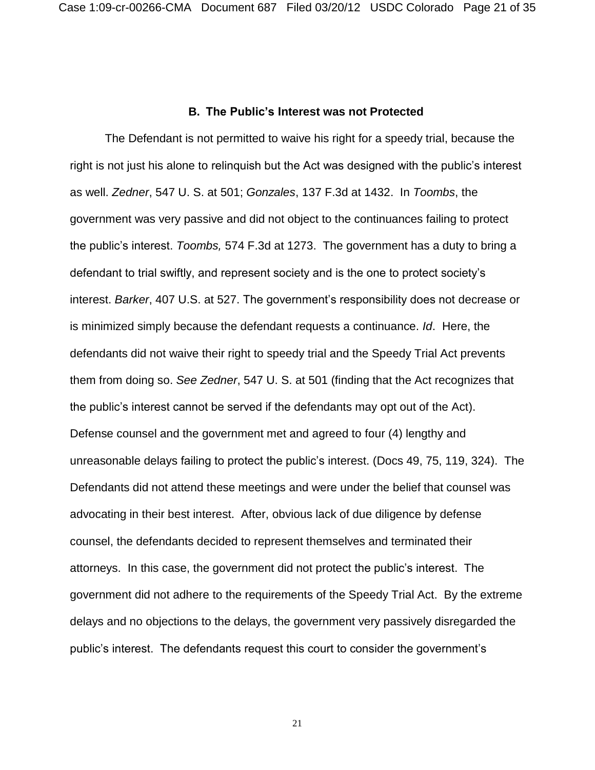### B. The Public's Interest was not Protected

The Defendant is not permitted to waive his right for a speedy trial, because the right is not just his alone to relinquish but the Act was designed with the public's interest as well. *Zedner*, 547 U. S. at 501; *Gonzales*, 137 F.3d at 1432. In *Toombs*, the government was very passive and did not object to the continuances failing to protect the public's interest. *Toombs,* 574 F.3d at 1273. The government has a duty to bring a defendant to trial swiftly, and represent society and is the one to protect society's interest. *Barker*, 407 U.S. at 527. The government's responsibility does not decrease or is minimized simply because the defendant requests a continuance. *Id*. Here, the defendants did not waive their right to speedy trial and the Speedy Trial Act prevents them from doing so. *See Zedner*, 547 U. S. at 501 (finding that the Act recognizes that the public's interest cannot be served if the defendants may opt out of the Act). Defense counsel and the government met and agreed to four (4) lengthy and unreasonable delays failing to protect the public's interest. (Docs 49, 75, 119, 324). The Defendants did not attend these meetings and were under the belief that counsel was advocating in their best interest. After, obvious lack of due diligence by defense counsel, the defendants decided to represent themselves and terminated their attorneys. In this case, the government did not protect the public's interest. The government did not adhere to the requirements of the Speedy Trial Act. By the extreme delays and no objections to the delays, the government very passively disregarded the public's interest. The defendants request this court to consider the government's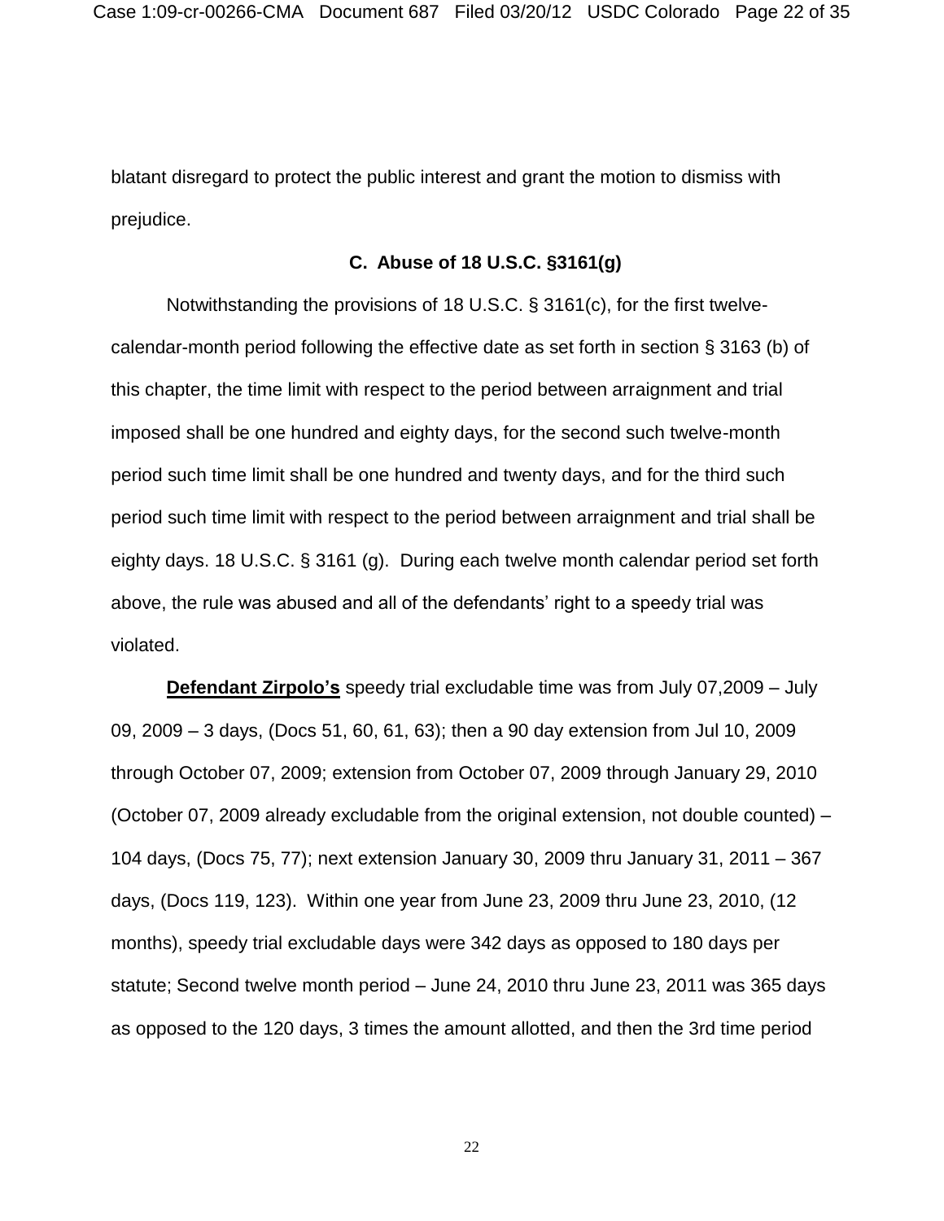blatant disregard to protect the public interest and grant the motion to dismiss with prejudice.

### C. Abuse of 18 U.S.C. §3161(g)

Notwithstanding the provisions of 18 U.S.C. § 3161(c), for the first twelve-calendar-month period following the effective date as set forth in section § 3163 (b) of this chapter, the time limit with respect to the period between arraignment and trial imposed shall be one hundred and eighty days, for the second such twelve-month period such time limit shall be one hundred and twenty days, and for the third such period such time limit with respect to the period between arraignment and trial shall be eighty days. 18 U.S.C. § 3161 (g). During each twelve month calendar period set forth above, the rule was abused and all of the defendants' right to a speedy trial was violated.

**Defendant Zirpolo's** speedy trial excludable time was from July 07,2009 – July 09, 2009 – 3 days, (Docs 51, 60, 61, 63); then a 90 day extension from Jul 10, 2009 through October 07, 2009; extension from October 07, 2009 through January 29, 2010 (October 07, 2009 already excludable from the original extension, not double counted) – 104 days, (Docs 75, 77); next extension January 30, 2009 thru January 31, 2011 – 367 days, (Docs 119, 123). Within one year from June 23, 2009 thru June 23, 2010, (12 months), speedy trial excludable days were 342 days as opposed to 180 days per statute; Second twelve month period – June 24, 2010 thru June 23, 2011 was 365 days as opposed to the 120 days, 3 times the amount allotted, and then the 3rd time period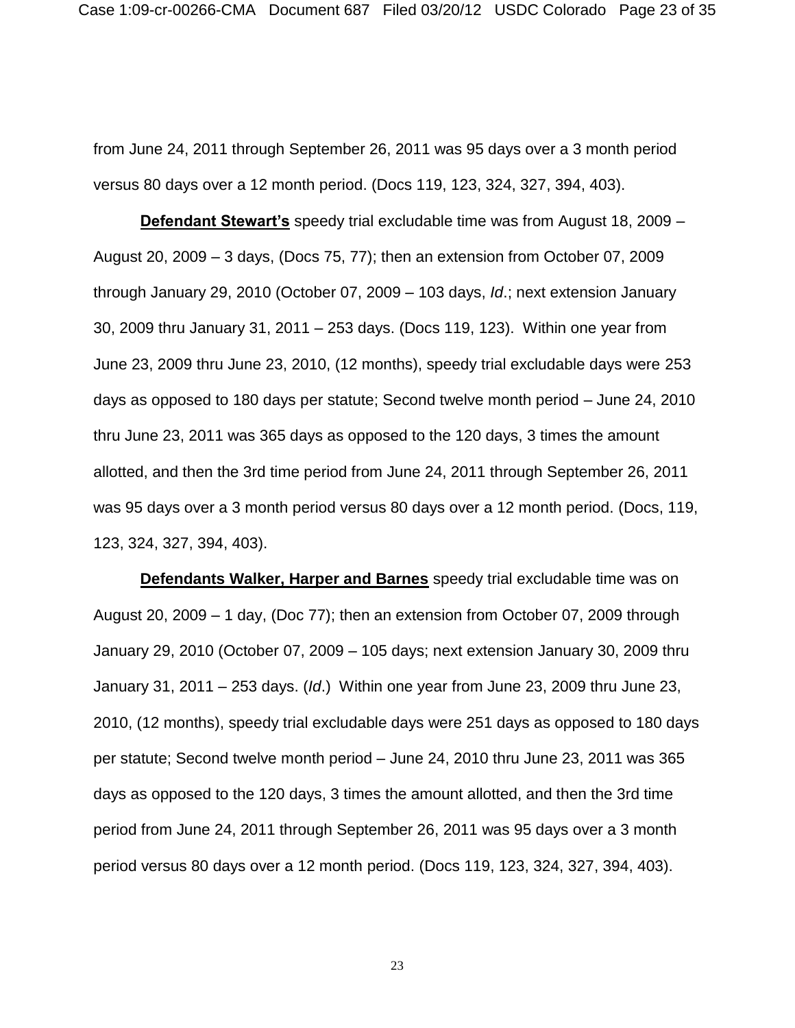from June 24, 2011 through September 26, 2011 was 95 days over a 3 month period versus 80 days over a 12 month period. (Docs 119, 123, 324, 327, 394, 403).

**Defendant Stewart's** speedy trial excludable time was from August 18, 2009 – August 20, 2009 – 3 days, (Docs 75, 77); then an extension from October 07, 2009 through January 29, 2010 (October 07, 2009 – 103 days, *Id*.; next extension January 30, 2009 thru January 31, 2011 – 253 days. (Docs 119, 123). Within one year from June 23, 2009 thru June 23, 2010, (12 months), speedy trial excludable days were 253 days as opposed to 180 days per statute; Second twelve month period – June 24, 2010 thru June 23, 2011 was 365 days as opposed to the 120 days, 3 times the amount allotted, and then the 3rd time period from June 24, 2011 through September 26, 2011 was 95 days over a 3 month period versus 80 days over a 12 month period. (Docs, 119, 123, 324, 327, 394, 403).

**Defendants Walker, Harper and Barnes** speedy trial excludable time was on August 20, 2009 – 1 day, (Doc 77); then an extension from October 07, 2009 through January 29, 2010 (October 07, 2009 – 105 days; next extension January 30, 2009 thru January 31, 2011 – 253 days. (*Id*.) Within one year from June 23, 2009 thru June 23, 2010, (12 months), speedy trial excludable days were 251 days as opposed to 180 days per statute; Second twelve month period – June 24, 2010 thru June 23, 2011 was 365 days as opposed to the 120 days, 3 times the amount allotted, and then the 3rd time period from June 24, 2011 through September 26, 2011 was 95 days over a 3 month period versus 80 days over a 12 month period. (Docs 119, 123, 324, 327, 394, 403).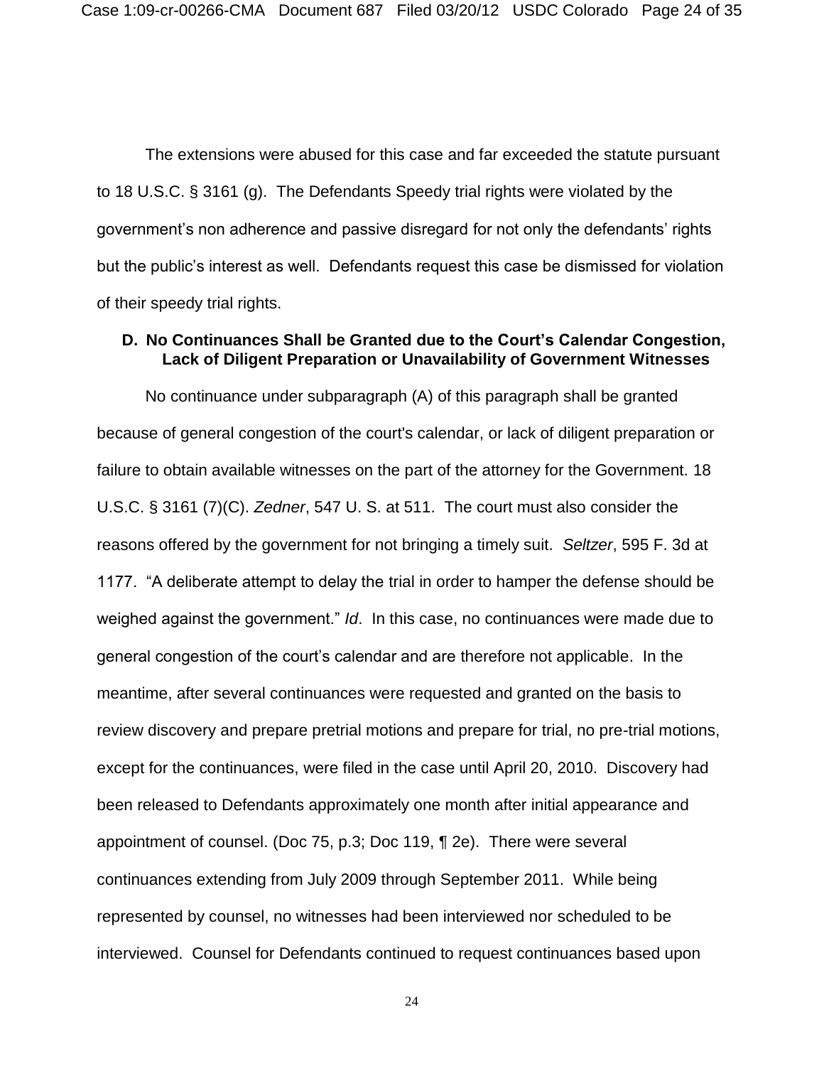The extensions were abused for this case and far exceeded the statute pursuant to 18 U.S.C. § 3161 (g). The Defendants Speedy trial rights were violated by the government's non adherence and passive disregard for not only the defendants' rights but the public's interest as well. Defendants request this case be dismissed for violation of their speedy trial rights.

### D. No Continuances Shall be Granted due to the Court's Calendar Congestion, Lack of Diligent Preparation or Unavailability of Government Witnesses

No continuance under subparagraph (A) of this paragraph shall be granted because of general congestion of the court's calendar, or lack of diligent preparation or failure to obtain available witnesses on the part of the attorney for the Government. 18 U.S.C. § 3161 (7)(C). *Zedner*, 547 U. S. at 511. The court must also consider the reasons offered by the government for not bringing a timely suit. *Seltzer*, 595 F. 3d at 1177. "A deliberate attempt to delay the trial in order to hamper the defense should be weighed against the government." *Id*. In this case, no continuances were made due to general congestion of the court's calendar and are therefore not applicable. In the meantime, after several continuances were requested and granted on the basis to review discovery and prepare pretrial motions and prepare for trial, no pre-trial motions, except for the continuances, were filed in the case until April 20, 2010. Discovery had been released to Defendants approximately one month after initial appearance and appointment of counsel. (Doc 75, p.3; Doc 119, ¶ 2e). There were several continuances extending from July 2009 through September 2011. While being represented by counsel, no witnesses had been interviewed nor scheduled to be interviewed. Counsel for Defendants continued to request continuances based upon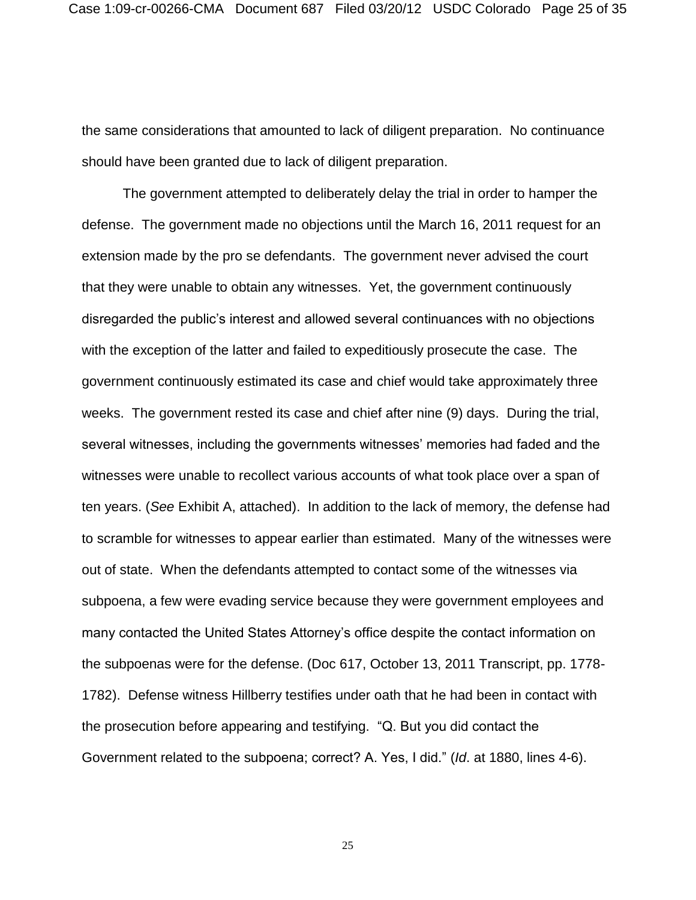the same considerations that amounted to lack of diligent preparation. No continuance should have been granted due to lack of diligent preparation.

The government attempted to deliberately delay the trial in order to hamper the defense. The government made no objections until the March 16, 2011 request for an extension made by the pro se defendants. The government never advised the court that they were unable to obtain any witnesses. Yet, the government continuously disregarded the public's interest and allowed several continuances with no objections with the exception of the latter and failed to expeditiously prosecute the case. The government continuously estimated its case and chief would take approximately three weeks. The government rested its case and chief after nine (9) days. During the trial, several witnesses, including the governments witnesses' memories had faded and the witnesses were unable to recollect various accounts of what took place over a span of ten years. (*See* Exhibit A, attached). In addition to the lack of memory, the defense had to scramble for witnesses to appear earlier than estimated. Many of the witnesses were out of state. When the defendants attempted to contact some of the witnesses via subpoena, a few were evading service because they were government employees and many contacted the United States Attorney's office despite the contact information on the subpoenas were for the defense. (Doc 617, October 13, 2011 Transcript, pp. 1778-1782). Defense witness Hillberry testifies under oath that he had been in contact with the prosecution before appearing and testifying. "Q. But you did contact the Government related to the subpoena; correct? A. Yes, I did." (*Id*. at 1880, lines 4-6).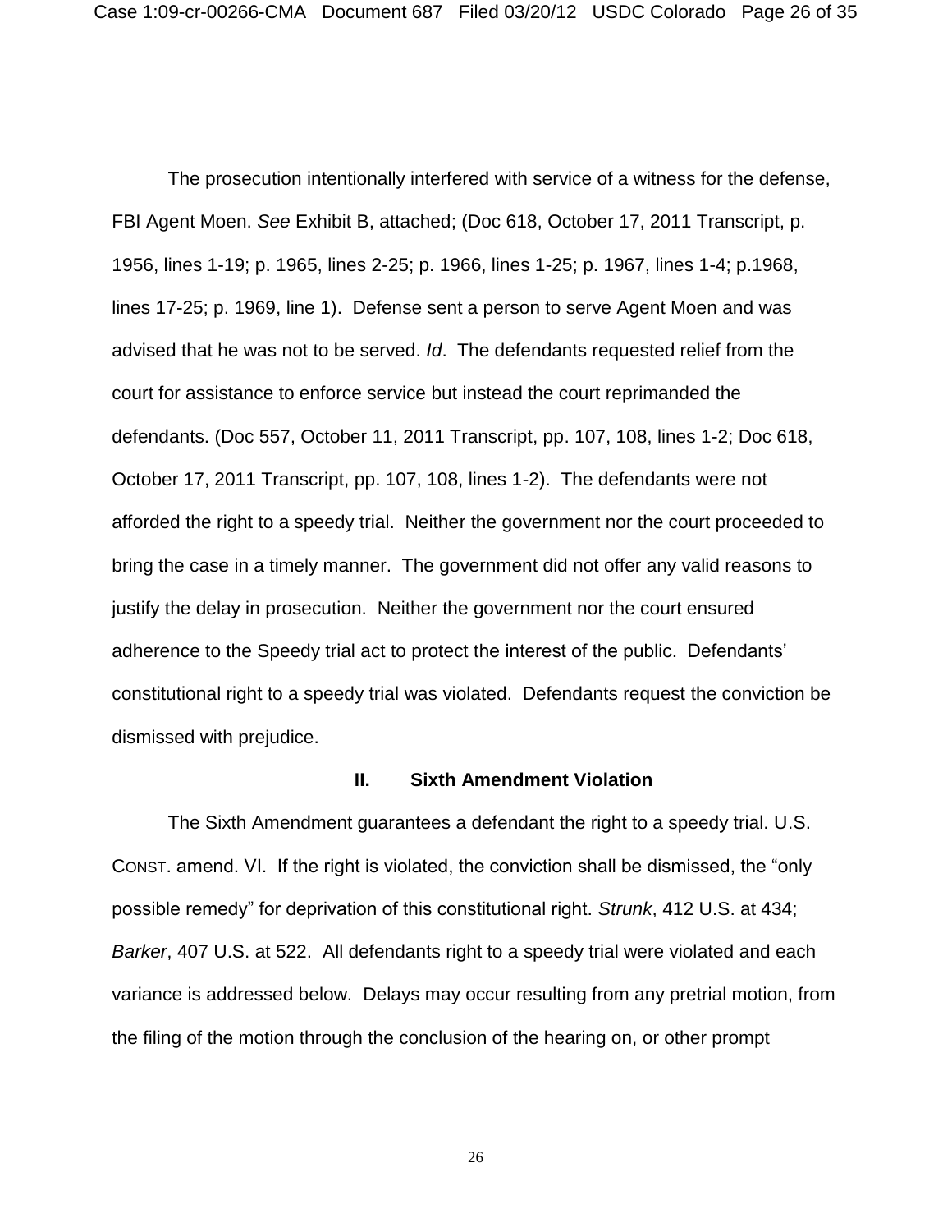The prosecution intentionally interfered with service of a witness for the defense, FBI Agent Moen. *See* Exhibit B, attached; (Doc 618, October 17, 2011 Transcript, p. 1956, lines 1-19; p. 1965, lines 2-25; p. 1966, lines 1-25; p. 1967, lines 1-4; p.1968, lines 17-25; p. 1969, line 1). Defense sent a person to serve Agent Moen and was advised that he was not to be served. *Id*. The defendants requested relief from the court for assistance to enforce service but instead the court reprimanded the defendants. (Doc 557, October 11, 2011 Transcript, pp. 107, 108, lines 1-2; Doc 618, October 17, 2011 Transcript, pp. 107, 108, lines 1-2). The defendants were not afforded the right to a speedy trial. Neither the government nor the court proceeded to bring the case in a timely manner. The government did not offer any valid reasons to justify the delay in prosecution. Neither the government nor the court ensured adherence to the Speedy trial act to protect the interest of the public. Defendants' constitutional right to a speedy trial was violated. Defendants request the conviction be dismissed with prejudice.

## II. Sixth Amendment Violation

The Sixth Amendment guarantees a defendant the right to a speedy trial. U.S. CONST. amend. VI. If the right is violated, the conviction shall be dismissed, the "only possible remedy" for deprivation of this constitutional right. *Strunk*, 412 U.S. at 434; *Barker*, 407 U.S. at 522. All defendants right to a speedy trial were violated and each variance is addressed below. Delays may occur resulting from any pretrial motion, from the filing of the motion through the conclusion of the hearing on, or other prompt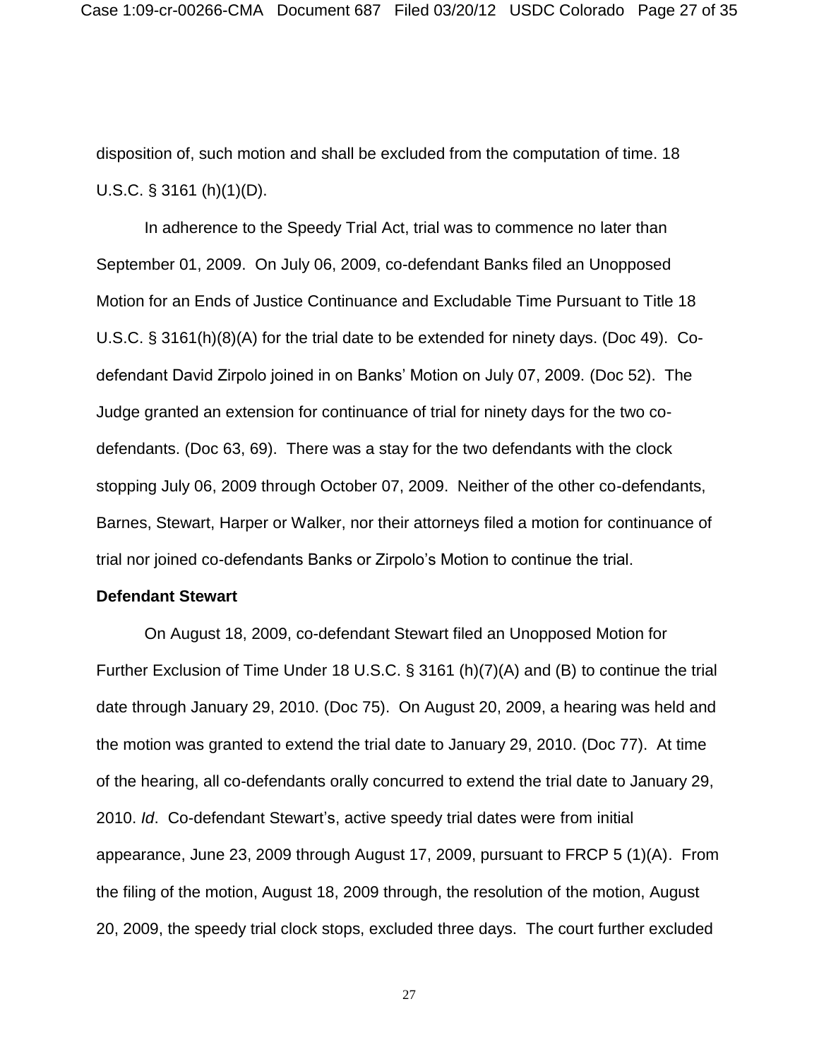disposition of, such motion and shall be excluded from the computation of time. 18 U.S.C. § 3161 (h)(1)(D).

In adherence to the Speedy Trial Act, trial was to commence no later than September 01, 2009. On July 06, 2009, co-defendant Banks filed an Unopposed Motion for an Ends of Justice Continuance and Excludable Time Pursuant to Title 18 U.S.C. § 3161(h)(8)(A) for the trial date to be extended for ninety days. (Doc 49). Co-defendant David Zirpolo joined in on Banks' Motion on July 07, 2009. (Doc 52). The Judge granted an extension for continuance of trial for ninety days for the two co-defendants. (Doc 63, 69). There was a stay for the two defendants with the clock stopping July 06, 2009 through October 07, 2009. Neither of the other co-defendants, Barnes, Stewart, Harper or Walker, nor their attorneys filed a motion for continuance of trial nor joined co-defendants Banks or Zirpolo's Motion to continue the trial.

**Defendant Stewart**

On August 18, 2009, co-defendant Stewart filed an Unopposed Motion for Further Exclusion of Time Under 18 U.S.C. § 3161 (h)(7)(A) and (B) to continue the trial date through January 29, 2010. (Doc 75). On August 20, 2009, a hearing was held and the motion was granted to extend the trial date to January 29, 2010. (Doc 77). At time of the hearing, all co-defendants orally concurred to extend the trial date to January 29, 2010. *Id*. Co-defendant Stewart's, active speedy trial dates were from initial appearance, June 23, 2009 through August 17, 2009, pursuant to FRCP 5 (1)(A). From the filing of the motion, August 18, 2009 through, the resolution of the motion, August 20, 2009, the speedy trial clock stops, excluded three days. The court further excluded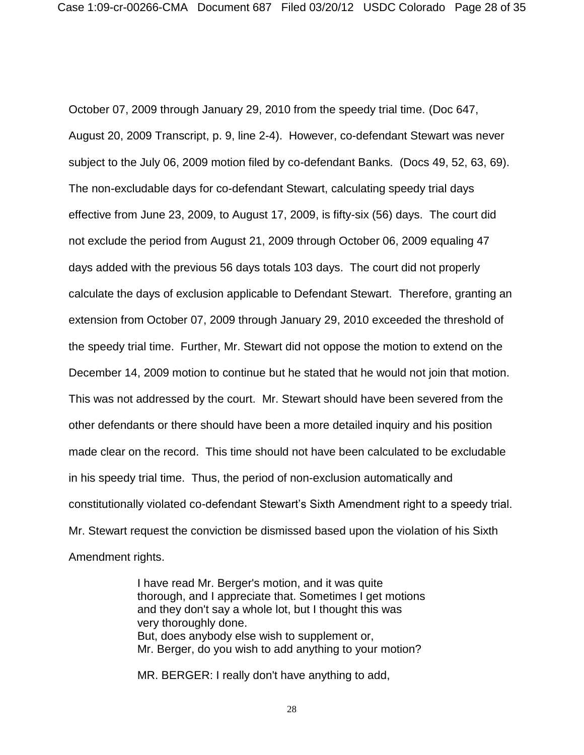October 07, 2009 through January 29, 2010 from the speedy trial time. (Doc 647, August 20, 2009 Transcript, p. 9, line 2-4). However, co-defendant Stewart was never subject to the July 06, 2009 motion filed by co-defendant Banks. (Docs 49, 52, 63, 69). The non-excludable days for co-defendant Stewart, calculating speedy trial days effective from June 23, 2009, to August 17, 2009, is fifty-six (56) days. The court did not exclude the period from August 21, 2009 through October 06, 2009 equaling 47 days added with the previous 56 days totals 103 days. The court did not properly calculate the days of exclusion applicable to Defendant Stewart. Therefore, granting an extension from October 07, 2009 through January 29, 2010 exceeded the threshold of the speedy trial time. Further, Mr. Stewart did not oppose the motion to extend on the December 14, 2009 motion to continue but he stated that he would not join that motion. This was not addressed by the court. Mr. Stewart should have been severed from the other defendants or there should have been a more detailed inquiry and his position made clear on the record. This time should not have been calculated to be excludable in his speedy trial time. Thus, the period of non-exclusion automatically and constitutionally violated co-defendant Stewart's Sixth Amendment right to a speedy trial. Mr. Stewart request the conviction be dismissed based upon the violation of his Sixth Amendment rights.

> I have read Mr. Berger's motion, and it was quite thorough, and I appreciate that. Sometimes I get motions and they don't say a whole lot, but I thought this was very thoroughly done.
> But, does anybody else wish to supplement or, Mr. Berger, do you wish to add anything to your motion?
>
> MR. BERGER: I really don't have anything to add,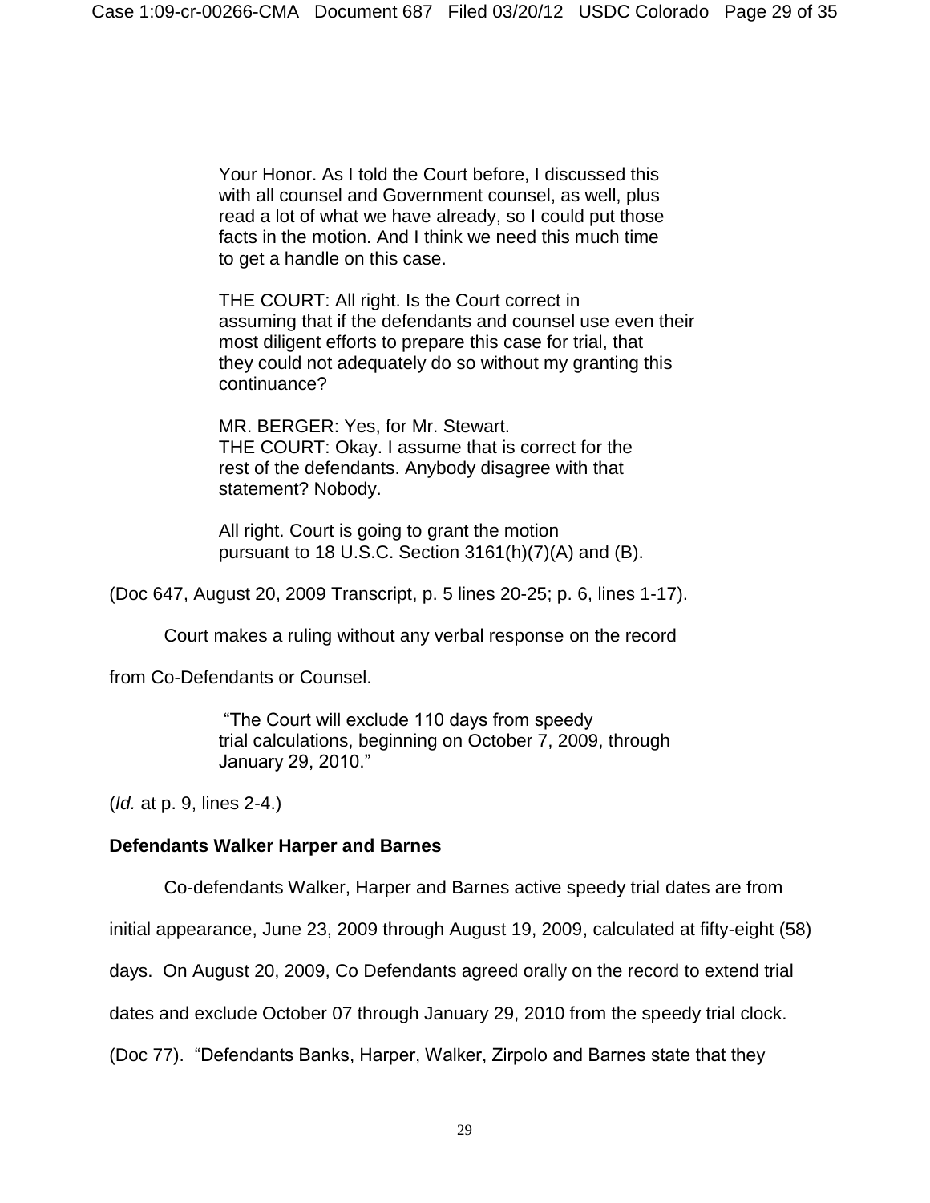> Your Honor. As I told the Court before, I discussed this with all counsel and Government counsel, as well, plus read a lot of what we have already, so I could put those facts in the motion. And I think we need this much time to get a handle on this case.
>
> THE COURT: All right. Is the Court correct in assuming that if the defendants and counsel use even their most diligent efforts to prepare this case for trial, that they could not adequately do so without my granting this continuance?
>
> MR. BERGER: Yes, for Mr. Stewart.
> THE COURT: Okay. I assume that is correct for the rest of the defendants. Anybody disagree with that statement? Nobody.
>
> All right. Court is going to grant the motion pursuant to 18 U.S.C. Section 3161(h)(7)(A) and (B).

(Doc 647, August 20, 2009 Transcript, p. 5 lines 20-25; p. 6, lines 1-17).

Court makes a ruling without any verbal response on the record from Co-Defendants or Counsel.

> "The Court will exclude 110 days from speedy trial calculations, beginning on October 7, 2009, through January 29, 2010."

(*Id.* at p. 9, lines 2-4.)

**Defendants Walker Harper and Barnes**

Co-defendants Walker, Harper and Barnes active speedy trial dates are from initial appearance, June 23, 2009 through August 19, 2009, calculated at fifty-eight (58) days. On August 20, 2009, Co Defendants agreed orally on the record to extend trial dates and exclude October 07 through January 29, 2010 from the speedy trial clock. (Doc 77). "Defendants Banks, Harper, Walker, Zirpolo and Barnes state that they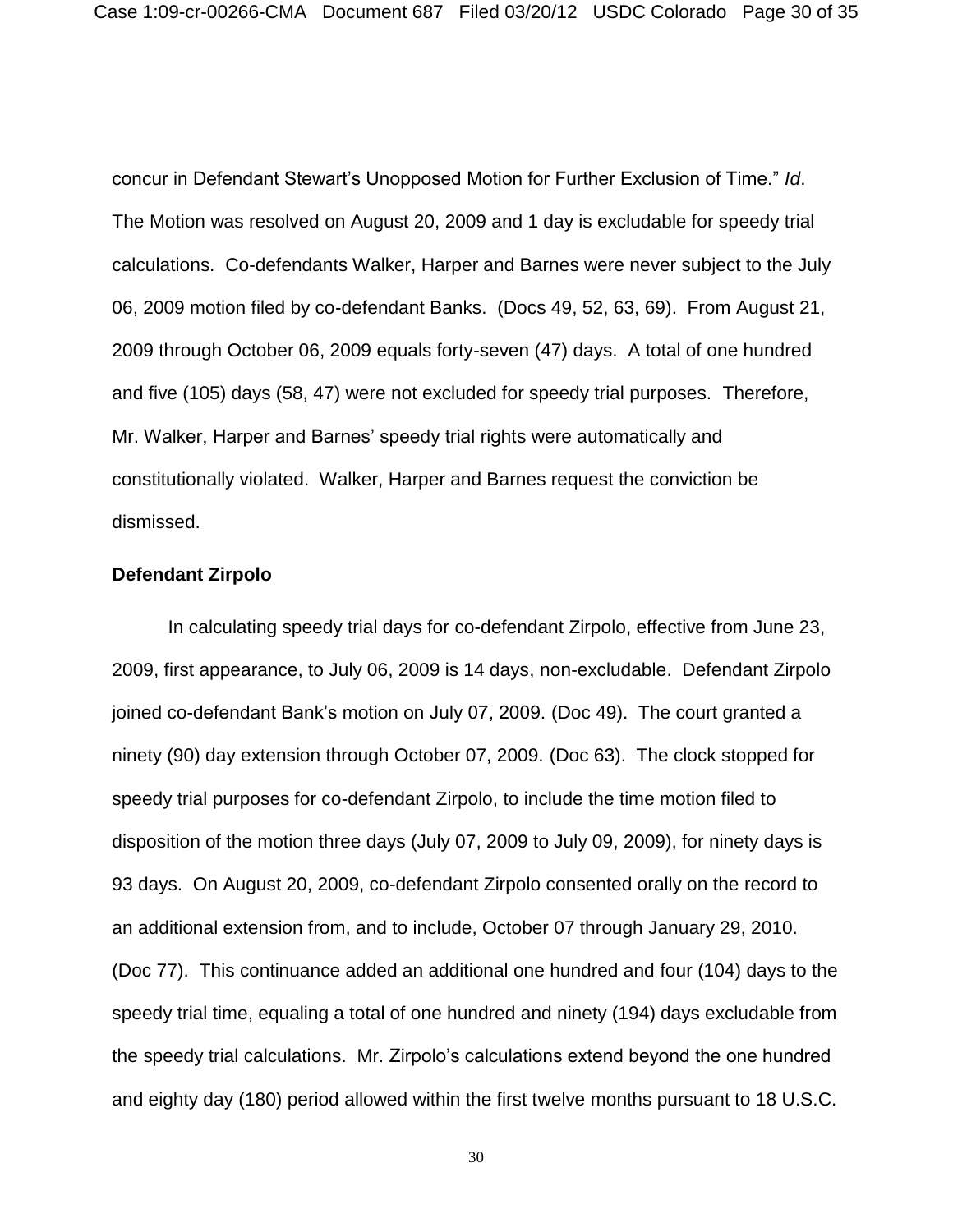concur in Defendant Stewart's Unopposed Motion for Further Exclusion of Time." *Id*. The Motion was resolved on August 20, 2009 and 1 day is excludable for speedy trial calculations. Co-defendants Walker, Harper and Barnes were never subject to the July 06, 2009 motion filed by co-defendant Banks. (Docs 49, 52, 63, 69). From August 21, 2009 through October 06, 2009 equals forty-seven (47) days. A total of one hundred and five (105) days (58, 47) were not excluded for speedy trial purposes. Therefore, Mr. Walker, Harper and Barnes' speedy trial rights were automatically and constitutionally violated. Walker, Harper and Barnes request the conviction be dismissed.

**Defendant Zirpolo**

In calculating speedy trial days for co-defendant Zirpolo, effective from June 23, 2009, first appearance, to July 06, 2009 is 14 days, non-excludable. Defendant Zirpolo joined co-defendant Bank's motion on July 07, 2009. (Doc 49). The court granted a ninety (90) day extension through October 07, 2009. (Doc 63). The clock stopped for speedy trial purposes for co-defendant Zirpolo, to include the time motion filed to disposition of the motion three days (July 07, 2009 to July 09, 2009), for ninety days is 93 days. On August 20, 2009, co-defendant Zirpolo consented orally on the record to an additional extension from, and to include, October 07 through January 29, 2010. (Doc 77). This continuance added an additional one hundred and four (104) days to the speedy trial time, equaling a total of one hundred and ninety (194) days excludable from the speedy trial calculations. Mr. Zirpolo's calculations extend beyond the one hundred and eighty day (180) period allowed within the first twelve months pursuant to 18 U.S.C.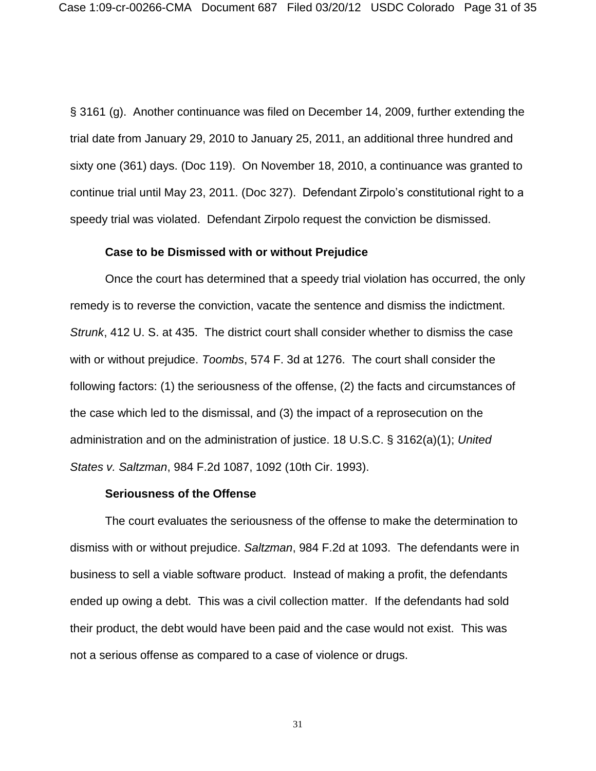§ 3161 (g). Another continuance was filed on December 14, 2009, further extending the trial date from January 29, 2010 to January 25, 2011, an additional three hundred and sixty one (361) days. (Doc 119). On November 18, 2010, a continuance was granted to continue trial until May 23, 2011. (Doc 327). Defendant Zirpolo's constitutional right to a speedy trial was violated. Defendant Zirpolo request the conviction be dismissed.

**Case to be Dismissed with or without Prejudice**

Once the court has determined that a speedy trial violation has occurred, the only remedy is to reverse the conviction, vacate the sentence and dismiss the indictment. *Strunk*, 412 U. S. at 435. The district court shall consider whether to dismiss the case with or without prejudice. *Toombs*, 574 F. 3d at 1276. The court shall consider the following factors: (1) the seriousness of the offense, (2) the facts and circumstances of the case which led to the dismissal, and (3) the impact of a reprosecution on the administration and on the administration of justice. 18 U.S.C. § 3162(a)(1); *United States v. Saltzman*, 984 F.2d 1087, 1092 (10th Cir. 1993).

**Seriousness of the Offense**

The court evaluates the seriousness of the offense to make the determination to dismiss with or without prejudice. *Saltzman*, 984 F.2d at 1093. The defendants were in business to sell a viable software product. Instead of making a profit, the defendants ended up owing a debt. This was a civil collection matter. If the defendants had sold their product, the debt would have been paid and the case would not exist. This was not a serious offense as compared to a case of violence or drugs.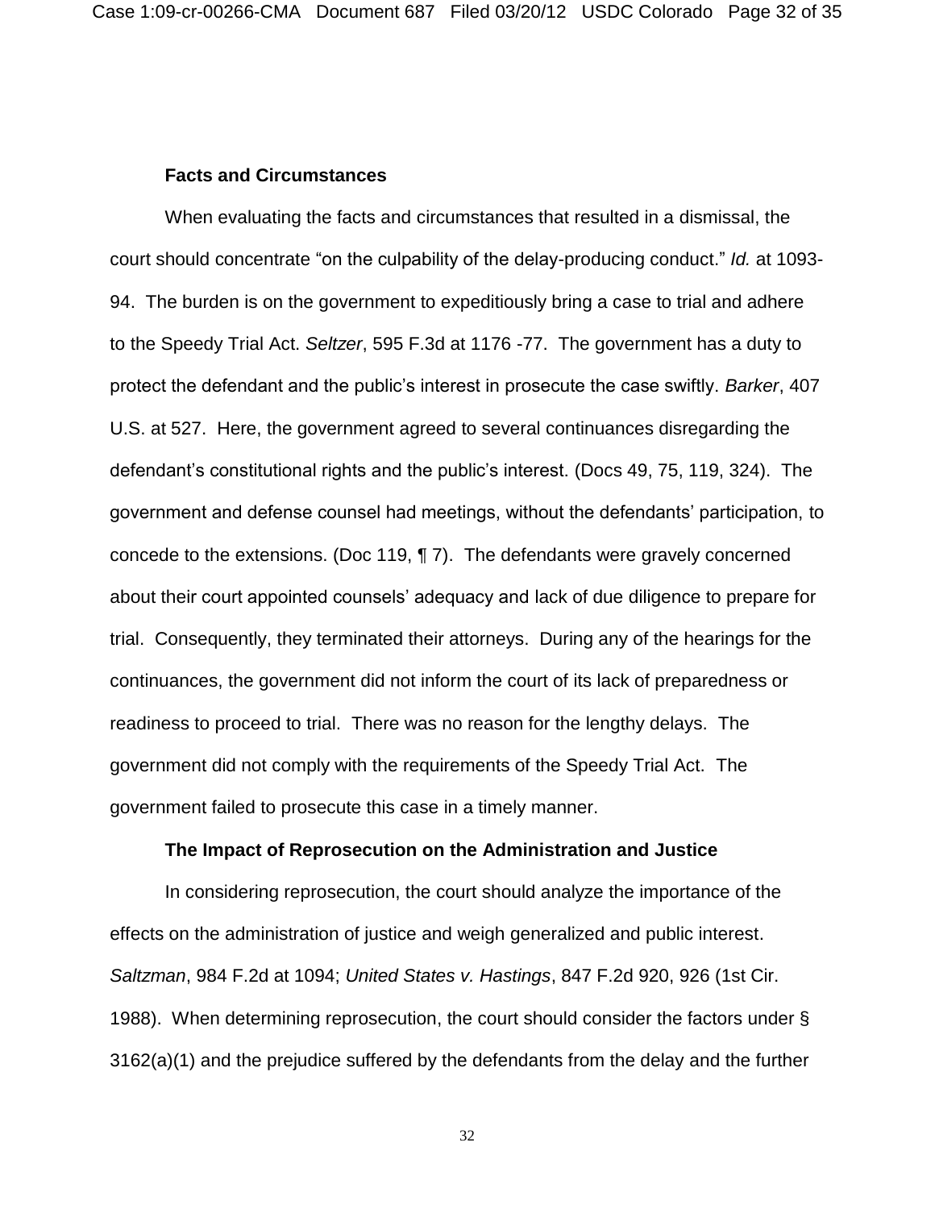**Facts and Circumstances**

When evaluating the facts and circumstances that resulted in a dismissal, the court should concentrate "on the culpability of the delay-producing conduct." *Id.* at 1093-94. The burden is on the government to expeditiously bring a case to trial and adhere to the Speedy Trial Act. *Seltzer*, 595 F.3d at 1176 -77. The government has a duty to protect the defendant and the public's interest in prosecute the case swiftly. *Barker*, 407 U.S. at 527. Here, the government agreed to several continuances disregarding the defendant's constitutional rights and the public's interest. (Docs 49, 75, 119, 324). The government and defense counsel had meetings, without the defendants' participation, to concede to the extensions. (Doc 119, ¶ 7). The defendants were gravely concerned about their court appointed counsels' adequacy and lack of due diligence to prepare for trial. Consequently, they terminated their attorneys. During any of the hearings for the continuances, the government did not inform the court of its lack of preparedness or readiness to proceed to trial. There was no reason for the lengthy delays. The government did not comply with the requirements of the Speedy Trial Act. The government failed to prosecute this case in a timely manner.

**The Impact of Reprosecution on the Administration and Justice**

In considering reprosecution, the court should analyze the importance of the effects on the administration of justice and weigh generalized and public interest. *Saltzman*, 984 F.2d at 1094; *United States v. Hastings*, 847 F.2d 920, 926 (1st Cir. 1988). When determining reprosecution, the court should consider the factors under § 3162(a)(1) and the prejudice suffered by the defendants from the delay and the further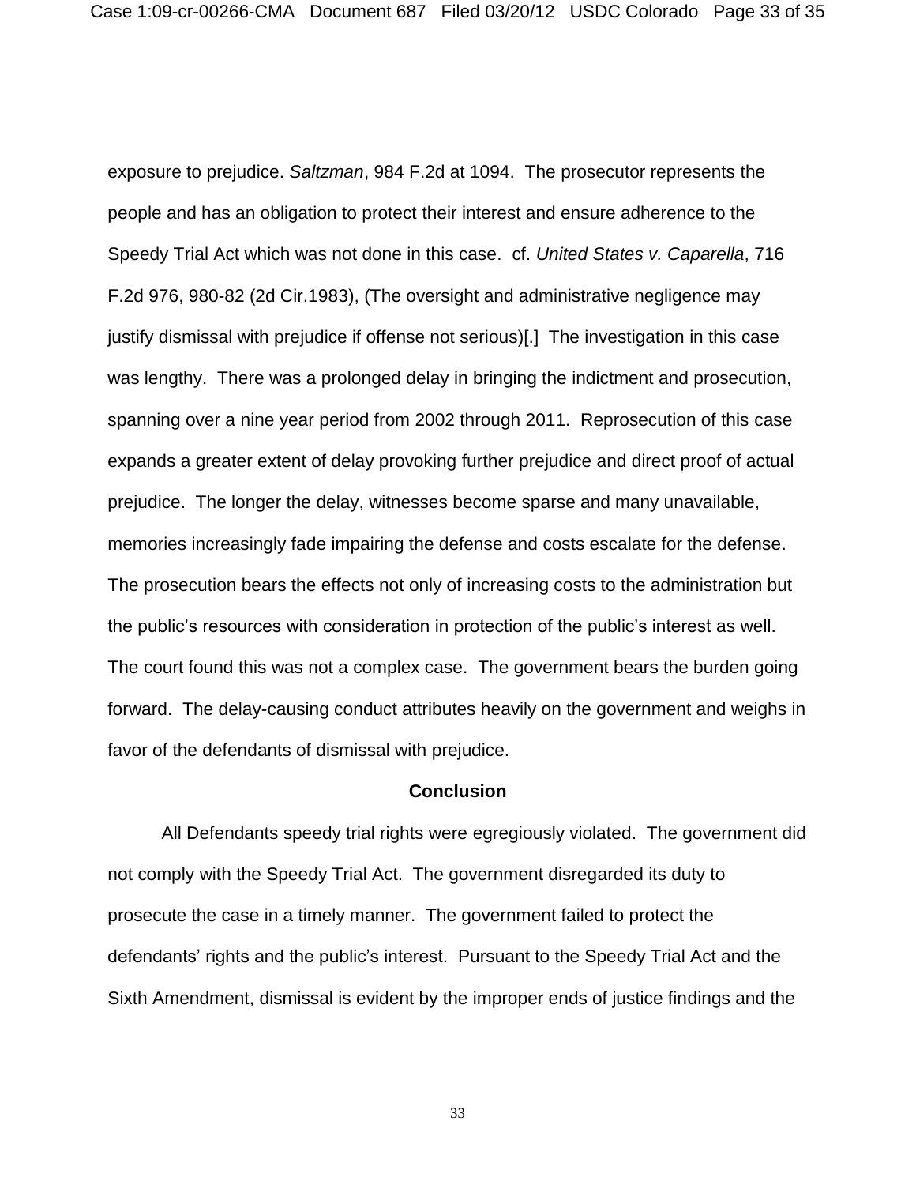exposure to prejudice. *Saltzman*, 984 F.2d at 1094. The prosecutor represents the people and has an obligation to protect their interest and ensure adherence to the Speedy Trial Act which was not done in this case. cf. *United States v. Caparella*, 716 F.2d 976, 980-82 (2d Cir.1983), (The oversight and administrative negligence may justify dismissal with prejudice if offense not serious)[.] The investigation in this case was lengthy. There was a prolonged delay in bringing the indictment and prosecution, spanning over a nine year period from 2002 through 2011. Reprosecution of this case expands a greater extent of delay provoking further prejudice and direct proof of actual prejudice. The longer the delay, witnesses become sparse and many unavailable, memories increasingly fade impairing the defense and costs escalate for the defense. The prosecution bears the effects not only of increasing costs to the administration but the public's resources with consideration in protection of the public's interest as well. The court found this was not a complex case. The government bears the burden going forward. The delay-causing conduct attributes heavily on the government and weighs in favor of the defendants of dismissal with prejudice.

**Conclusion**

All Defendants speedy trial rights were egregiously violated. The government did not comply with the Speedy Trial Act. The government disregarded its duty to prosecute the case in a timely manner. The government failed to protect the defendants' rights and the public's interest. Pursuant to the Speedy Trial Act and the Sixth Amendment, dismissal is evident by the improper ends of justice findings and the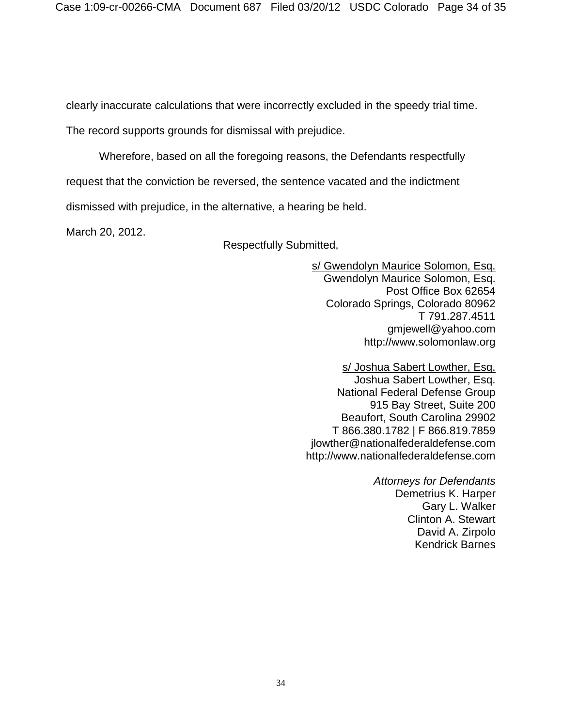clearly inaccurate calculations that were incorrectly excluded in the speedy trial time. The record supports grounds for dismissal with prejudice.

Wherefore, based on all the foregoing reasons, the Defendants respectfully request that the conviction be reversed, the sentence vacated and the indictment dismissed with prejudice, in the alternative, a hearing be held.

March 20, 2012.

Respectfully Submitted,

s/ Gwendolyn Maurice Solomon, Esq.
Gwendolyn Maurice Solomon, Esq.
Post Office Box 62654
Colorado Springs, Colorado 80962
T 791.287.4511
gmjewell@yahoo.com
http://www.solomonlaw.org

s/ Joshua Sabert Lowther, Esq.
Joshua Sabert Lowther, Esq.
National Federal Defense Group
915 Bay Street, Suite 200
Beaufort, South Carolina 29902
T 866.380.1782 | F 866.819.7859
jlowther@nationalfederaldefense.com
http://www.nationalfederaldefense.com

*Attorneys for Defendants*
Demetrius K. Harper
Gary L. Walker
Clinton A. Stewart
David A. Zirpolo
Kendrick Barnes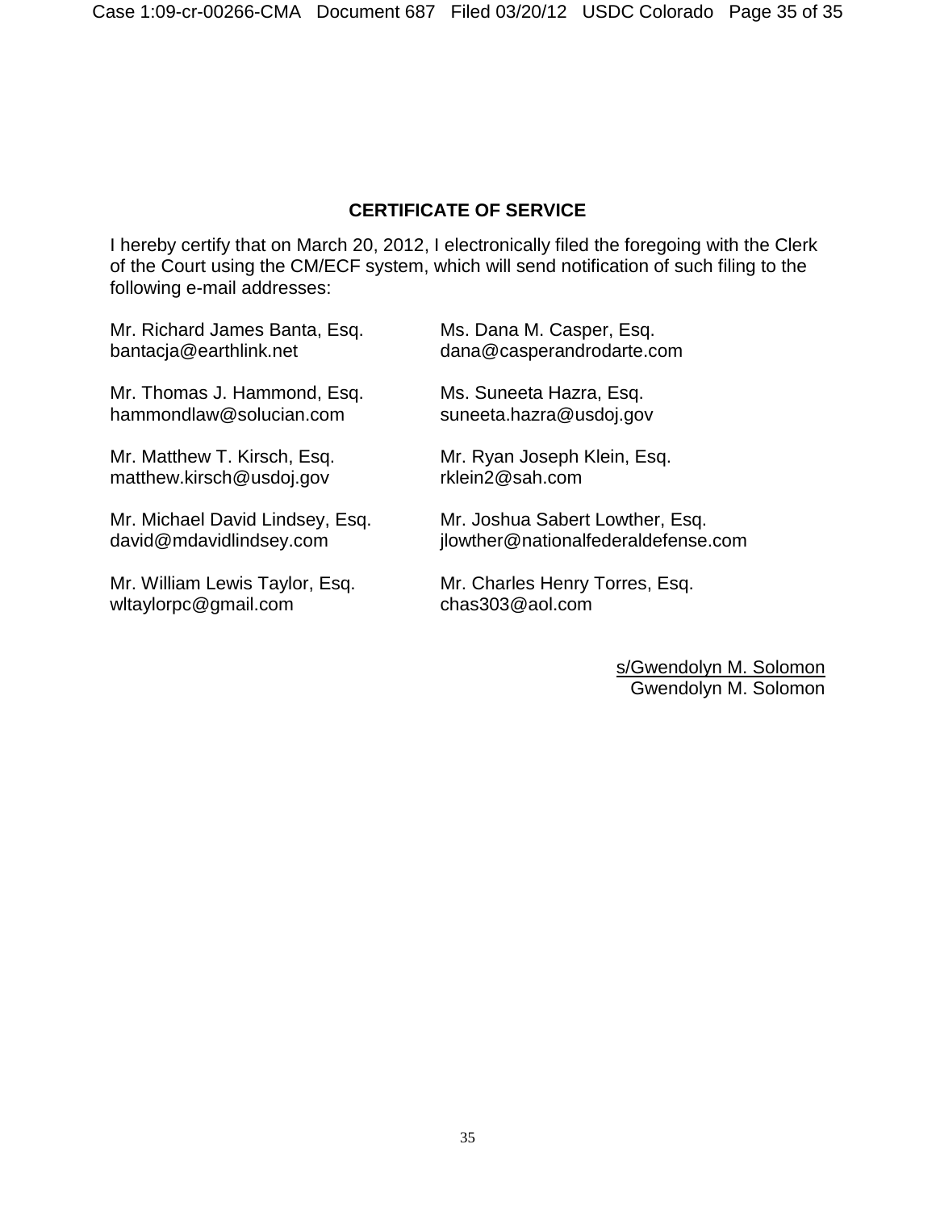## CERTIFICATE OF SERVICE

I hereby certify that on March 20, 2012, I electronically filed the foregoing with the Clerk of the Court using the CM/ECF system, which will send notification of such filing to the following e-mail addresses:

Mr. Richard James Banta, Esq.
bantacja@earthlink.net

Ms. Dana M. Casper, Esq.
dana@casperandrodarte.com

Mr. Thomas J. Hammond, Esq.
hammondlaw@solucian.com

Ms. Suneeta Hazra, Esq.
suneeta.hazra@usdoj.gov

Mr. Matthew T. Kirsch, Esq.
matthew.kirsch@usdoj.gov

Mr. Ryan Joseph Klein, Esq.
rklein2@sah.com

Mr. Michael David Lindsey, Esq.
david@mdavidlindsey.com

Mr. Joshua Sabert Lowther, Esq.
jlowther@nationalfederaldefense.com

Mr. William Lewis Taylor, Esq.
wltaylorpc@gmail.com

Mr. Charles Henry Torres, Esq.
chas303@aol.com

s/Gwendolyn M. Solomon
Gwendolyn M. Solomon